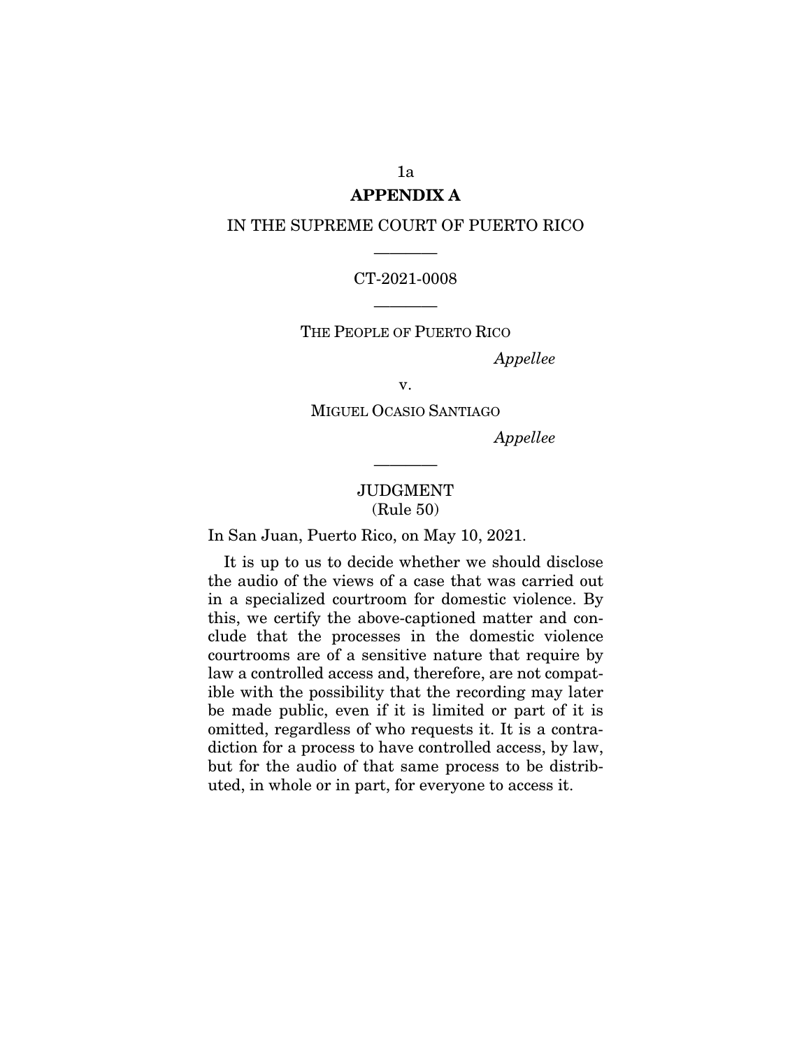## APPENDIX A

IN THE SUPREME COURT OF PUERTO RICO

---

CT-2021-0008

---

THE PEOPLE OF PUERTO RICO

*Appellee*

v.

MIGUEL OCASIO SANTIAGO

*Appellee*

---

JUDGMENT
(Rule 50)

In San Juan, Puerto Rico, on May 10, 2021.

It is up to us to decide whether we should disclose the audio of the views of a case that was carried out in a specialized courtroom for domestic violence. By this, we certify the above-captioned matter and conclude that the processes in the domestic violence courtrooms are of a sensitive nature that require by law a controlled access and, therefore, are not compatible with the possibility that the recording may later be made public, even if it is limited or part of it is omitted, regardless of who requests it. It is a contradiction for a process to have controlled access, by law, but for the audio of that same process to be distributed, in whole or in part, for everyone to access it.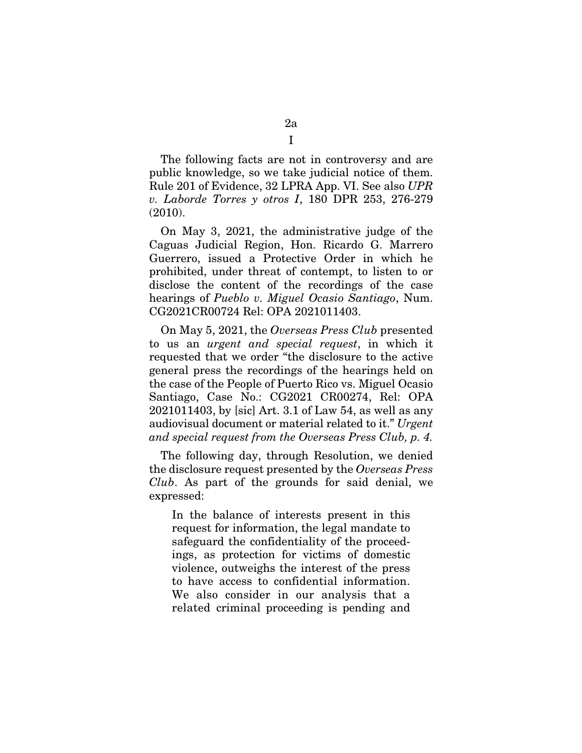I

The following facts are not in controversy and are public knowledge, so we take judicial notice of them. Rule 201 of Evidence, 32 LPRA App. VI. See also *UPR v. Laborde Torres y otros I*, 180 DPR 253, 276-279 (2010).

On May 3, 2021, the administrative judge of the Caguas Judicial Region, Hon. Ricardo G. Marrero Guerrero, issued a Protective Order in which he prohibited, under threat of contempt, to listen to or disclose the content of the recordings of the case hearings of *Pueblo v. Miguel Ocasio Santiago*, Num. CG2021CR00724 Rel: OPA 2021011403.

On May 5, 2021, the *Overseas Press Club* presented to us an *urgent and special request*, in which it requested that we order "the disclosure to the active general press the recordings of the hearings held on the case of the People of Puerto Rico vs. Miguel Ocasio Santiago, Case No.: CG2021 CR00274, Rel: OPA 2021011403, by [sic] Art. 3.1 of Law 54, as well as any audiovisual document or material related to it." *Urgent and special request from the Overseas Press Club, p. 4.*

The following day, through Resolution, we denied the disclosure request presented by the *Overseas Press Club*. As part of the grounds for said denial, we expressed:

> In the balance of interests present in this request for information, the legal mandate to safeguard the confidentiality of the proceedings, as protection for victims of domestic violence, outweighs the interest of the press to have access to confidential information. We also consider in our analysis that a related criminal proceeding is pending and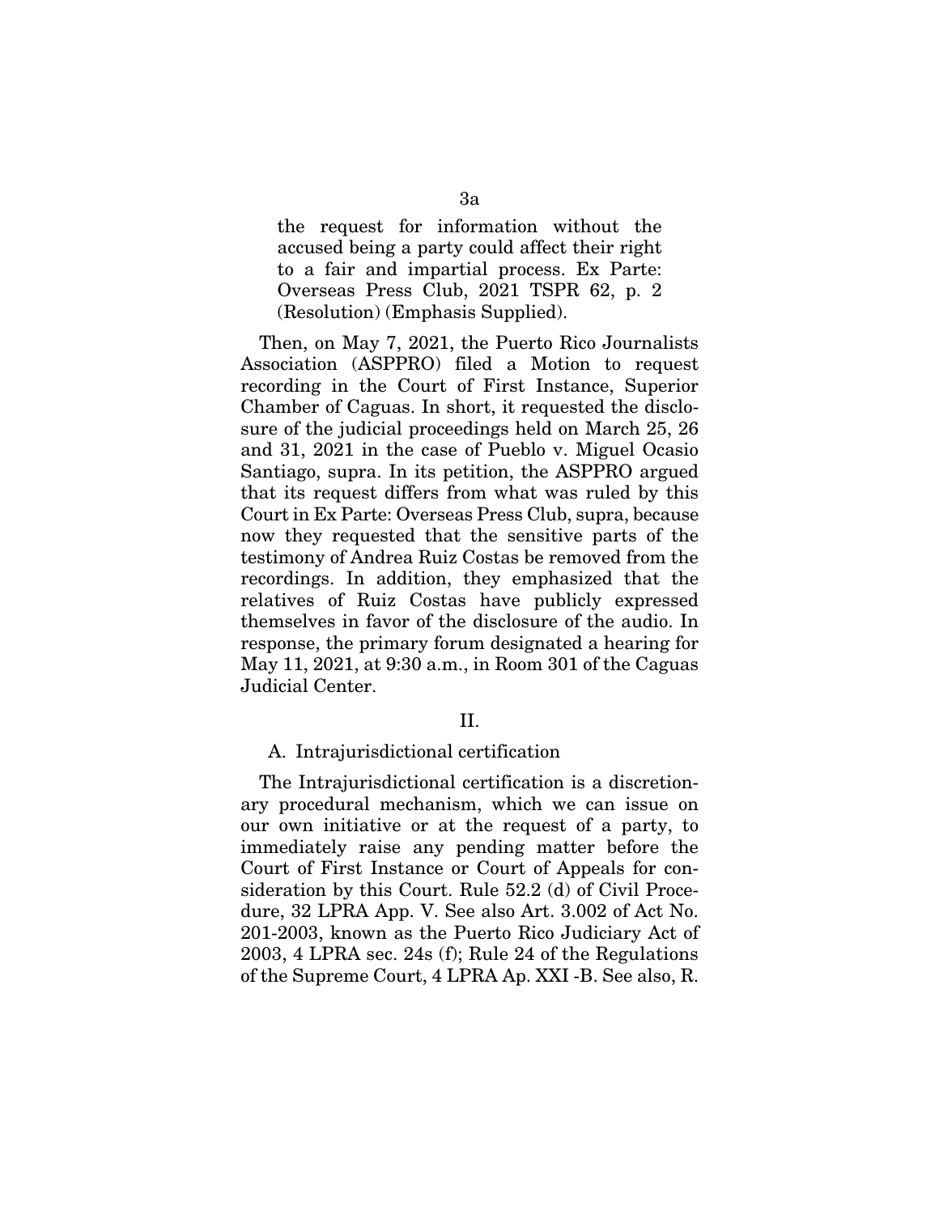> the request for information without the accused being a party could affect their right to a fair and impartial process. Ex Parte: Overseas Press Club, 2021 TSPR 62, p. 2 (Resolution) (Emphasis Supplied).

Then, on May 7, 2021, the Puerto Rico Journalists Association (ASPPRO) filed a Motion to request recording in the Court of First Instance, Superior Chamber of Caguas. In short, it requested the disclosure of the judicial proceedings held on March 25, 26 and 31, 2021 in the case of Pueblo v. Miguel Ocasio Santiago, supra. In its petition, the ASPPRO argued that its request differs from what was ruled by this Court in Ex Parte: Overseas Press Club, supra, because now they requested that the sensitive parts of the testimony of Andrea Ruiz Costas be removed from the recordings. In addition, they emphasized that the relatives of Ruiz Costas have publicly expressed themselves in favor of the disclosure of the audio. In response, the primary forum designated a hearing for May 11, 2021, at 9:30 a.m., in Room 301 of the Caguas Judicial Center.

## II.

### A. Intrajurisdictional certification

The Intrajurisdictional certification is a discretionary procedural mechanism, which we can issue on our own initiative or at the request of a party, to immediately raise any pending matter before the Court of First Instance or Court of Appeals for consideration by this Court. Rule 52.2 (d) of Civil Procedure, 32 LPRA App. V. See also Art. 3.002 of Act No. 201-2003, known as the Puerto Rico Judiciary Act of 2003, 4 LPRA sec. 24s (f); Rule 24 of the Regulations of the Supreme Court, 4 LPRA Ap. XXI -B. See also, R.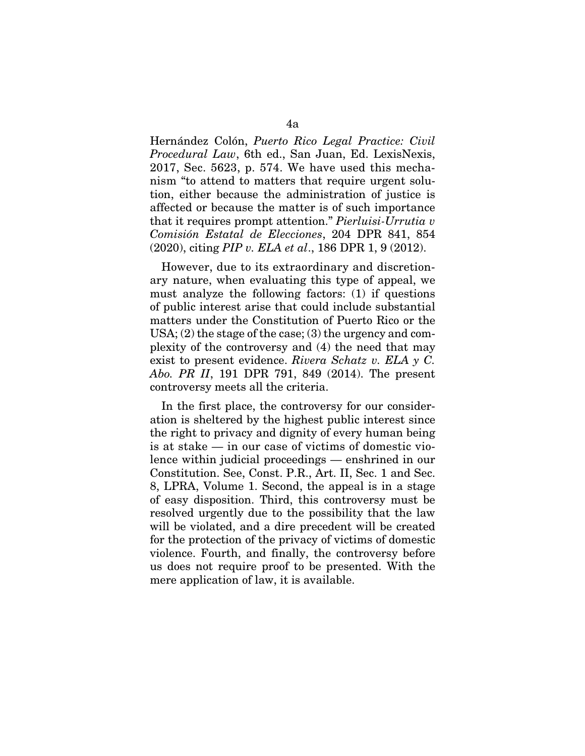Hernández Colón, *Puerto Rico Legal Practice: Civil Procedural Law*, 6th ed., San Juan, Ed. LexisNexis, 2017, Sec. 5623, p. 574. We have used this mechanism "to attend to matters that require urgent solution, either because the administration of justice is affected or because the matter is of such importance that it requires prompt attention." *Pierluisi-Urrutia v Comisión Estatal de Elecciones*, 204 DPR 841, 854 (2020), citing *PIP v. ELA et al*., 186 DPR 1, 9 (2012).

However, due to its extraordinary and discretionary nature, when evaluating this type of appeal, we must analyze the following factors: (1) if questions of public interest arise that could include substantial matters under the Constitution of Puerto Rico or the USA; (2) the stage of the case; (3) the urgency and complexity of the controversy and (4) the need that may exist to present evidence. *Rivera Schatz v. ELA y C. Abo. PR II*, 191 DPR 791, 849 (2014). The present controversy meets all the criteria.

In the first place, the controversy for our consideration is sheltered by the highest public interest since the right to privacy and dignity of every human being is at stake — in our case of victims of domestic violence within judicial proceedings — enshrined in our Constitution. See, Const. P.R., Art. II, Sec. 1 and Sec. 8, LPRA, Volume 1. Second, the appeal is in a stage of easy disposition. Third, this controversy must be resolved urgently due to the possibility that the law will be violated, and a dire precedent will be created for the protection of the privacy of victims of domestic violence. Fourth, and finally, the controversy before us does not require proof to be presented. With the mere application of law, it is available.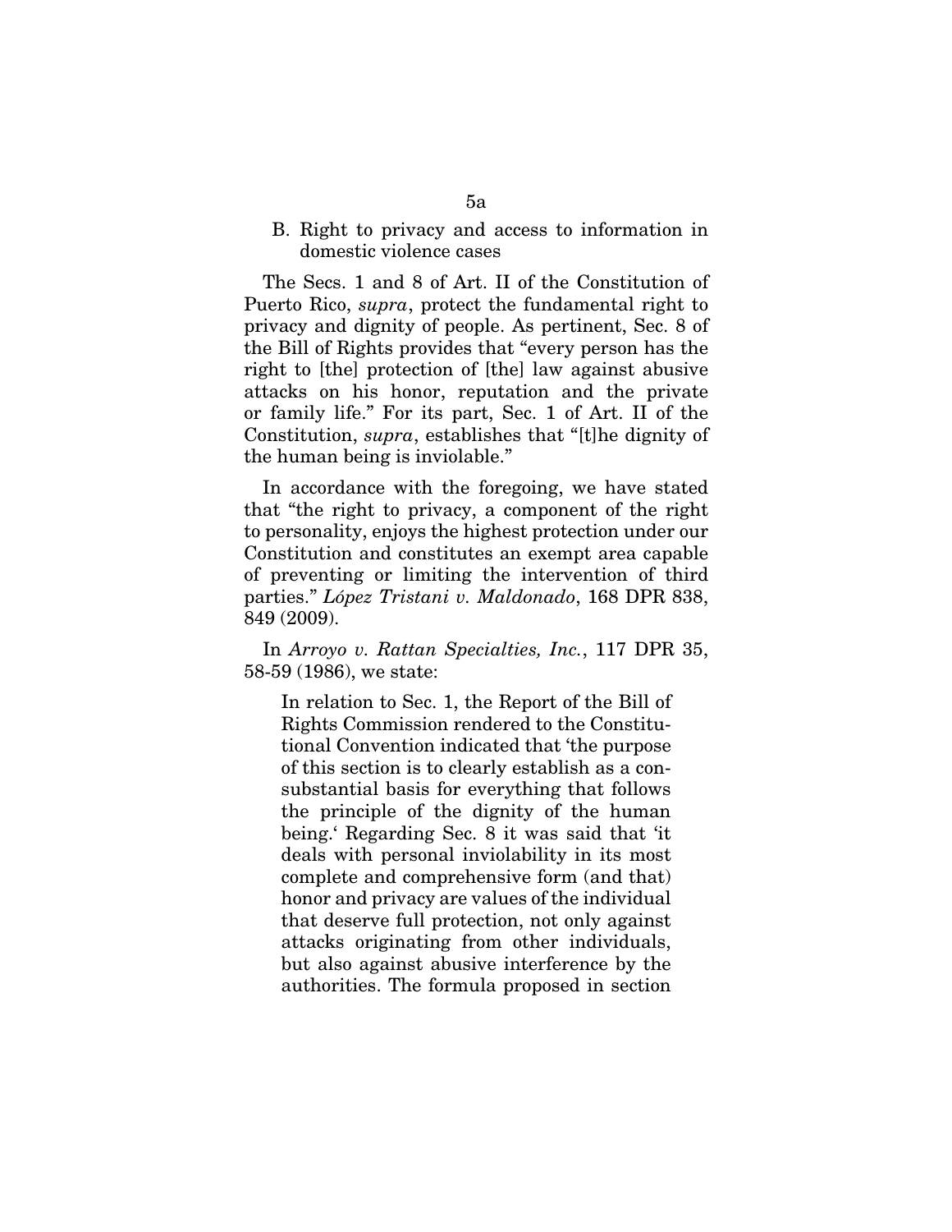B. Right to privacy and access to information in domestic violence cases

The Secs. 1 and 8 of Art. II of the Constitution of Puerto Rico, *supra*, protect the fundamental right to privacy and dignity of people. As pertinent, Sec. 8 of the Bill of Rights provides that "every person has the right to [the] protection of [the] law against abusive attacks on his honor, reputation and the private or family life." For its part, Sec. 1 of Art. II of the Constitution, *supra*, establishes that "[t]he dignity of the human being is inviolable."

In accordance with the foregoing, we have stated that "the right to privacy, a component of the right to personality, enjoys the highest protection under our Constitution and constitutes an exempt area capable of preventing or limiting the intervention of third parties." *López Tristani v. Maldonado*, 168 DPR 838, 849 (2009).

In *Arroyo v. Rattan Specialties, Inc.*, 117 DPR 35, 58-59 (1986), we state:

> In relation to Sec. 1, the Report of the Bill of Rights Commission rendered to the Constitutional Convention indicated that 'the purpose of this section is to clearly establish as a consubstantial basis for everything that follows the principle of the dignity of the human being.' Regarding Sec. 8 it was said that 'it deals with personal inviolability in its most complete and comprehensive form (and that) honor and privacy are values of the individual that deserve full protection, not only against attacks originating from other individuals, but also against abusive interference by the authorities. The formula proposed in section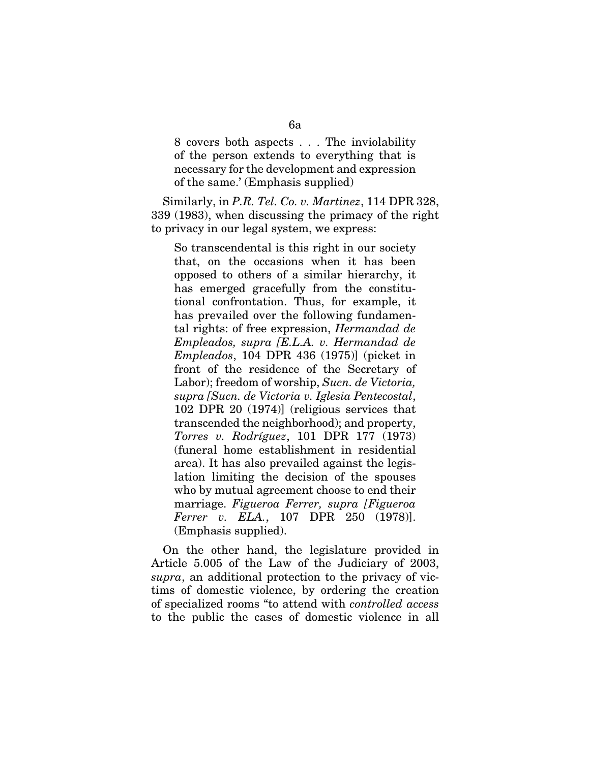> 8 covers both aspects . . . The inviolability of the person extends to everything that is necessary for the development and expression of the same.' (Emphasis supplied)

Similarly, in *P.R. Tel. Co. v. Martinez*, 114 DPR 328, 339 (1983), when discussing the primacy of the right to privacy in our legal system, we express:

> So transcendental is this right in our society that, on the occasions when it has been opposed to others of a similar hierarchy, it has emerged gracefully from the constitutional confrontation. Thus, for example, it has prevailed over the following fundamental rights: of free expression, *Hermandad de Empleados, supra [E.L.A. v. Hermandad de Empleados*, 104 DPR 436 (1975)] (picket in front of the residence of the Secretary of Labor); freedom of worship, *Sucn. de Victoria, supra [Sucn. de Victoria v. Iglesia Pentecostal*, 102 DPR 20 (1974)] (religious services that transcended the neighborhood); and property, *Torres v. Rodríguez*, 101 DPR 177 (1973) (funeral home establishment in residential area). It has also prevailed against the legislation limiting the decision of the spouses who by mutual agreement choose to end their marriage. *Figueroa Ferrer, supra [Figueroa Ferrer v. ELA.*, 107 DPR 250 (1978)]. (Emphasis supplied).

On the other hand, the legislature provided in Article 5.005 of the Law of the Judiciary of 2003, *supra*, an additional protection to the privacy of victims of domestic violence, by ordering the creation of specialized rooms "to attend with *controlled access* to the public the cases of domestic violence in all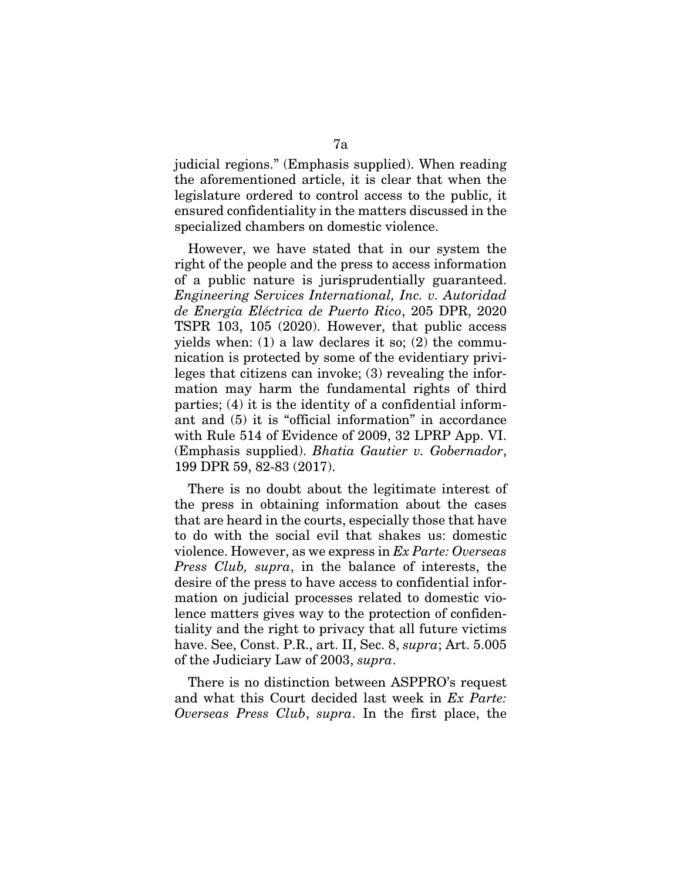judicial regions." (Emphasis supplied). When reading the aforementioned article, it is clear that when the legislature ordered to control access to the public, it ensured confidentiality in the matters discussed in the specialized chambers on domestic violence.

However, we have stated that in our system the right of the people and the press to access information of a public nature is jurisprudentially guaranteed. *Engineering Services International, Inc. v. Autoridad de Energía Eléctrica de Puerto Rico*, 205 DPR, 2020 TSPR 103, 105 (2020). However, that public access yields when: (1) a law declares it so; (2) the communication is protected by some of the evidentiary privileges that citizens can invoke; (3) revealing the information may harm the fundamental rights of third parties; (4) it is the identity of a confidential informant and (5) it is "official information" in accordance with Rule 514 of Evidence of 2009, 32 LPRP App. VI. (Emphasis supplied). *Bhatia Gautier v. Gobernador*, 199 DPR 59, 82-83 (2017).

There is no doubt about the legitimate interest of the press in obtaining information about the cases that are heard in the courts, especially those that have to do with the social evil that shakes us: domestic violence. However, as we express in *Ex Parte: Overseas Press Club, supra*, in the balance of interests, the desire of the press to have access to confidential information on judicial processes related to domestic violence matters gives way to the protection of confidentiality and the right to privacy that all future victims have. See, Const. P.R., art. II, Sec. 8, *supra*; Art. 5.005 of the Judiciary Law of 2003, *supra*.

There is no distinction between ASPPRO's request and what this Court decided last week in *Ex Parte: Overseas Press Club*, *supra*. In the first place, the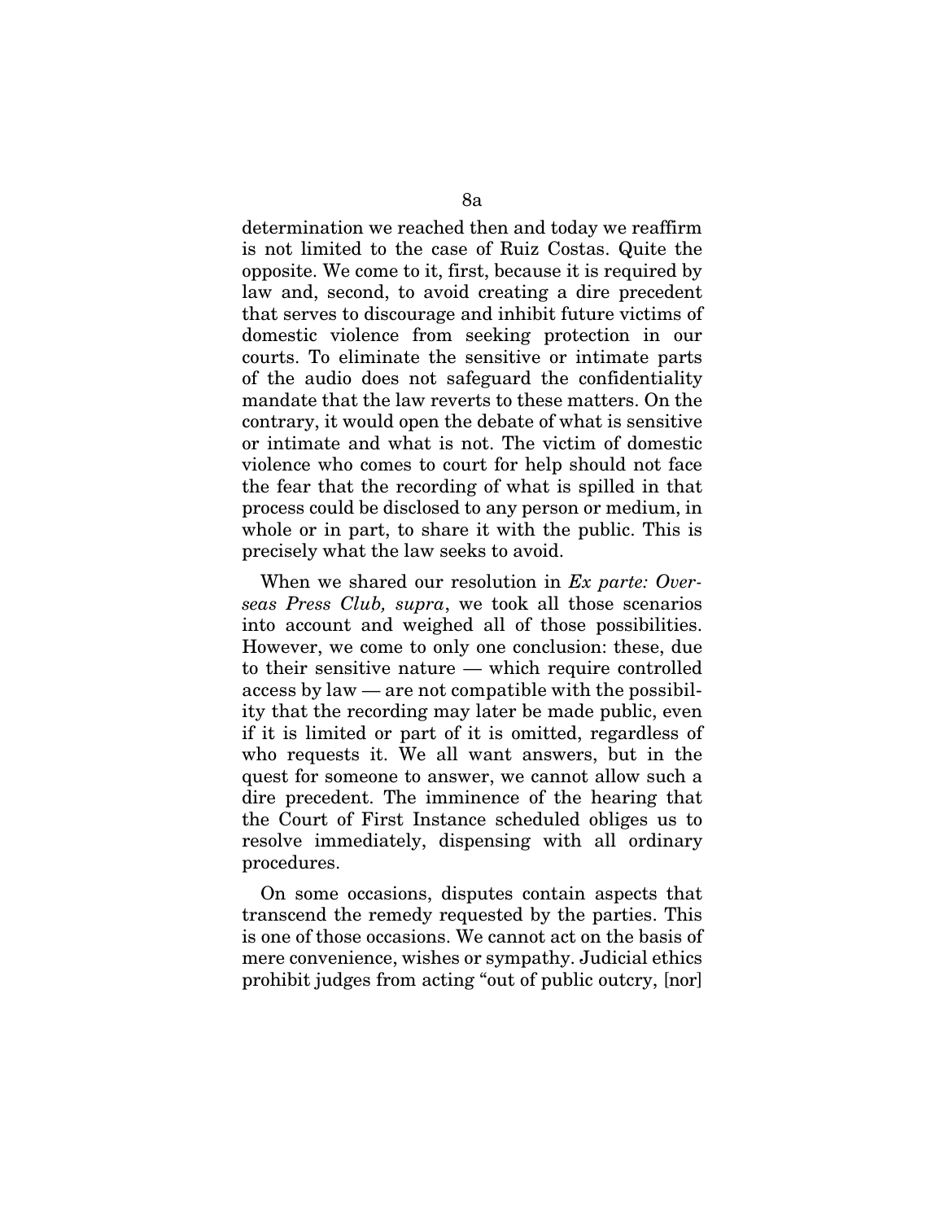determination we reached then and today we reaffirm is not limited to the case of Ruiz Costas. Quite the opposite. We come to it, first, because it is required by law and, second, to avoid creating a dire precedent that serves to discourage and inhibit future victims of domestic violence from seeking protection in our courts. To eliminate the sensitive or intimate parts of the audio does not safeguard the confidentiality mandate that the law reverts to these matters. On the contrary, it would open the debate of what is sensitive or intimate and what is not. The victim of domestic violence who comes to court for help should not face the fear that the recording of what is spilled in that process could be disclosed to any person or medium, in whole or in part, to share it with the public. This is precisely what the law seeks to avoid.

When we shared our resolution in *Ex parte: Overseas Press Club, supra*, we took all those scenarios into account and weighed all of those possibilities. However, we come to only one conclusion: these, due to their sensitive nature — which require controlled access by law — are not compatible with the possibility that the recording may later be made public, even if it is limited or part of it is omitted, regardless of who requests it. We all want answers, but in the quest for someone to answer, we cannot allow such a dire precedent. The imminence of the hearing that the Court of First Instance scheduled obliges us to resolve immediately, dispensing with all ordinary procedures.

On some occasions, disputes contain aspects that transcend the remedy requested by the parties. This is one of those occasions. We cannot act on the basis of mere convenience, wishes or sympathy. Judicial ethics prohibit judges from acting "out of public outcry, [nor]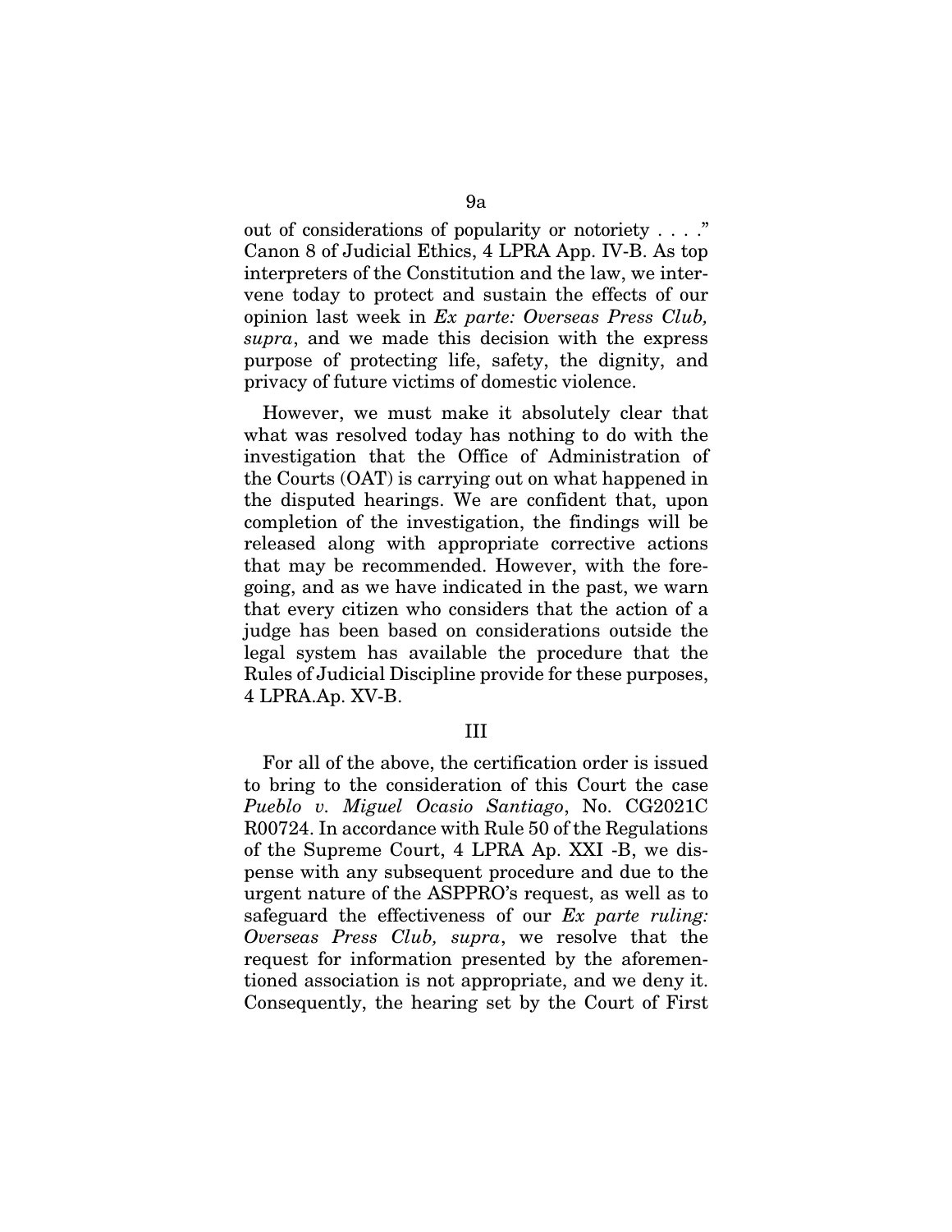out of considerations of popularity or notoriety . . . ." Canon 8 of Judicial Ethics, 4 LPRA App. IV-B. As top interpreters of the Constitution and the law, we intervene today to protect and sustain the effects of our opinion last week in *Ex parte: Overseas Press Club, supra*, and we made this decision with the express purpose of protecting life, safety, the dignity, and privacy of future victims of domestic violence.

However, we must make it absolutely clear that what was resolved today has nothing to do with the investigation that the Office of Administration of the Courts (OAT) is carrying out on what happened in the disputed hearings. We are confident that, upon completion of the investigation, the findings will be released along with appropriate corrective actions that may be recommended. However, with the foregoing, and as we have indicated in the past, we warn that every citizen who considers that the action of a judge has been based on considerations outside the legal system has available the procedure that the Rules of Judicial Discipline provide for these purposes, 4 LPRA.Ap. XV-B.

## III

For all of the above, the certification order is issued to bring to the consideration of this Court the case *Pueblo v. Miguel Ocasio Santiago*, No. CG2021C R00724. In accordance with Rule 50 of the Regulations of the Supreme Court, 4 LPRA Ap. XXI -B, we dispense with any subsequent procedure and due to the urgent nature of the ASPPRO's request, as well as to safeguard the effectiveness of our *Ex parte ruling: Overseas Press Club, supra*, we resolve that the request for information presented by the aforementioned association is not appropriate, and we deny it. Consequently, the hearing set by the Court of First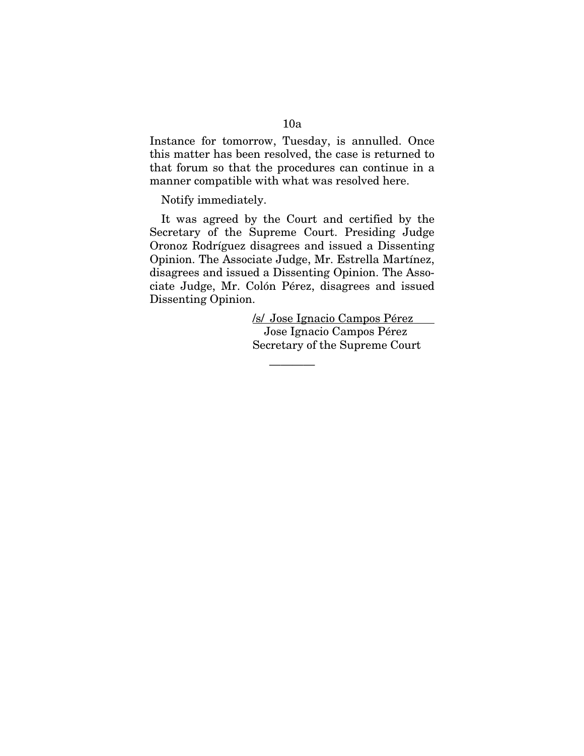Instance for tomorrow, Tuesday, is annulled. Once this matter has been resolved, the case is returned to that forum so that the procedures can continue in a manner compatible with what was resolved here.

Notify immediately.

It was agreed by the Court and certified by the Secretary of the Supreme Court. Presiding Judge Oronoz Rodríguez disagrees and issued a Dissenting Opinion. The Associate Judge, Mr. Estrella Martínez, disagrees and issued a Dissenting Opinion. The Associate Judge, Mr. Colón Pérez, disagrees and issued Dissenting Opinion.

/s/ Jose Ignacio Campos Pérez
Jose Ignacio Campos Pérez
Secretary of the Supreme Court

---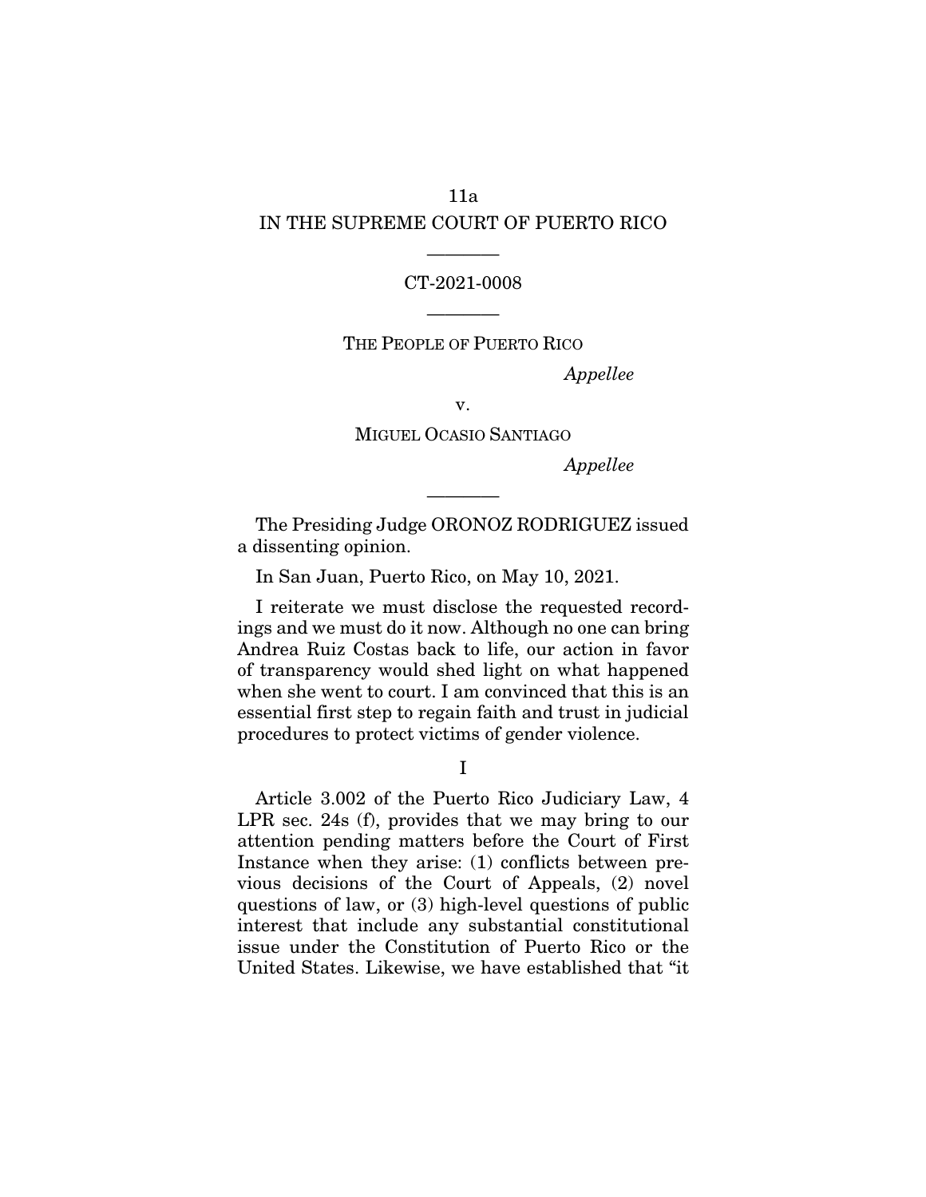IN THE SUPREME COURT OF PUERTO RICO

---

CT-2021-0008

---

THE PEOPLE OF PUERTO RICO

*Appellee*

v.

MIGUEL OCASIO SANTIAGO

*Appellee*

---

The Presiding Judge ORONOZ RODRIGUEZ issued a dissenting opinion.

In San Juan, Puerto Rico, on May 10, 2021.

I reiterate we must disclose the requested recordings and we must do it now. Although no one can bring Andrea Ruiz Costas back to life, our action in favor of transparency would shed light on what happened when she went to court. I am convinced that this is an essential first step to regain faith and trust in judicial procedures to protect victims of gender violence.

I

Article 3.002 of the Puerto Rico Judiciary Law, 4 LPR sec. 24s (f), provides that we may bring to our attention pending matters before the Court of First Instance when they arise: (1) conflicts between previous decisions of the Court of Appeals, (2) novel questions of law, or (3) high-level questions of public interest that include any substantial constitutional issue under the Constitution of Puerto Rico or the United States. Likewise, we have established that "it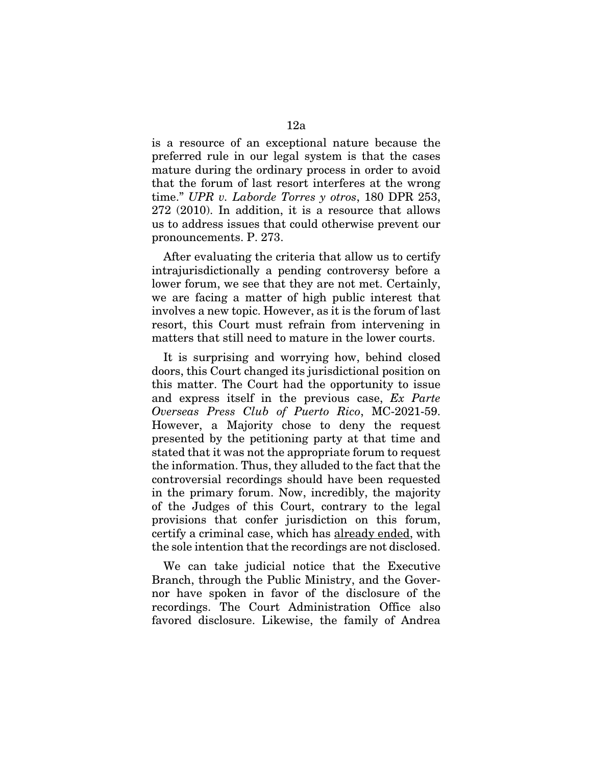is a resource of an exceptional nature because the preferred rule in our legal system is that the cases mature during the ordinary process in order to avoid that the forum of last resort interferes at the wrong time." *UPR v. Laborde Torres y otros*, 180 DPR 253, 272 (2010). In addition, it is a resource that allows us to address issues that could otherwise prevent our pronouncements. P. 273.

After evaluating the criteria that allow us to certify intrajurisdictionally a pending controversy before a lower forum, we see that they are not met. Certainly, we are facing a matter of high public interest that involves a new topic. However, as it is the forum of last resort, this Court must refrain from intervening in matters that still need to mature in the lower courts.

It is surprising and worrying how, behind closed doors, this Court changed its jurisdictional position on this matter. The Court had the opportunity to issue and express itself in the previous case, *Ex Parte Overseas Press Club of Puerto Rico*, MC-2021-59. However, a Majority chose to deny the request presented by the petitioning party at that time and stated that it was not the appropriate forum to request the information. Thus, they alluded to the fact that the controversial recordings should have been requested in the primary forum. Now, incredibly, the majority of the Judges of this Court, contrary to the legal provisions that confer jurisdiction on this forum, certify a criminal case, which has <u>already ended</u>, with the sole intention that the recordings are not disclosed.

We can take judicial notice that the Executive Branch, through the Public Ministry, and the Governor have spoken in favor of the disclosure of the recordings. The Court Administration Office also favored disclosure. Likewise, the family of Andrea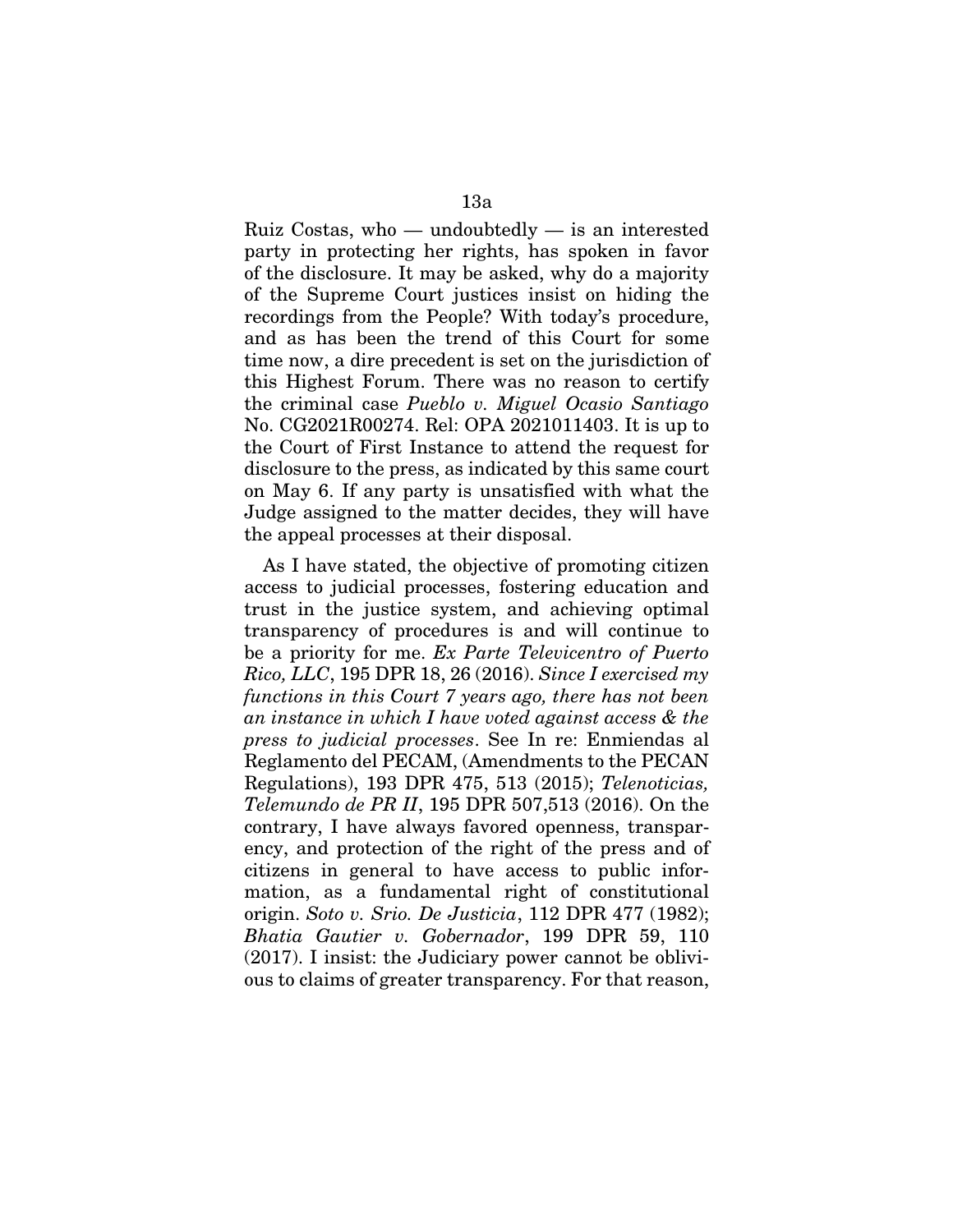Ruiz Costas, who — undoubtedly — is an interested party in protecting her rights, has spoken in favor of the disclosure. It may be asked, why do a majority of the Supreme Court justices insist on hiding the recordings from the People? With today's procedure, and as has been the trend of this Court for some time now, a dire precedent is set on the jurisdiction of this Highest Forum. There was no reason to certify the criminal case *Pueblo v. Miguel Ocasio Santiago* No. CG2021R00274. Rel: OPA 2021011403. It is up to the Court of First Instance to attend the request for disclosure to the press, as indicated by this same court on May 6. If any party is unsatisfied with what the Judge assigned to the matter decides, they will have the appeal processes at their disposal.

As I have stated, the objective of promoting citizen access to judicial processes, fostering education and trust in the justice system, and achieving optimal transparency of procedures is and will continue to be a priority for me. *Ex Parte Televicentro of Puerto Rico, LLC*, 195 DPR 18, 26 (2016). *Since I exercised my functions in this Court 7 years ago, there has not been an instance in which I have voted against access & the press to judicial processes*. See In re: Enmiendas al Reglamento del PECAM, (Amendments to the PECAN Regulations), 193 DPR 475, 513 (2015); *Telenoticias, Telemundo de PR II*, 195 DPR 507,513 (2016). On the contrary, I have always favored openness, transparency, and protection of the right of the press and of citizens in general to have access to public information, as a fundamental right of constitutional origin. *Soto v. Srio. De Justicia*, 112 DPR 477 (1982); *Bhatia Gautier v. Gobernador*, 199 DPR 59, 110 (2017). I insist: the Judiciary power cannot be oblivious to claims of greater transparency. For that reason,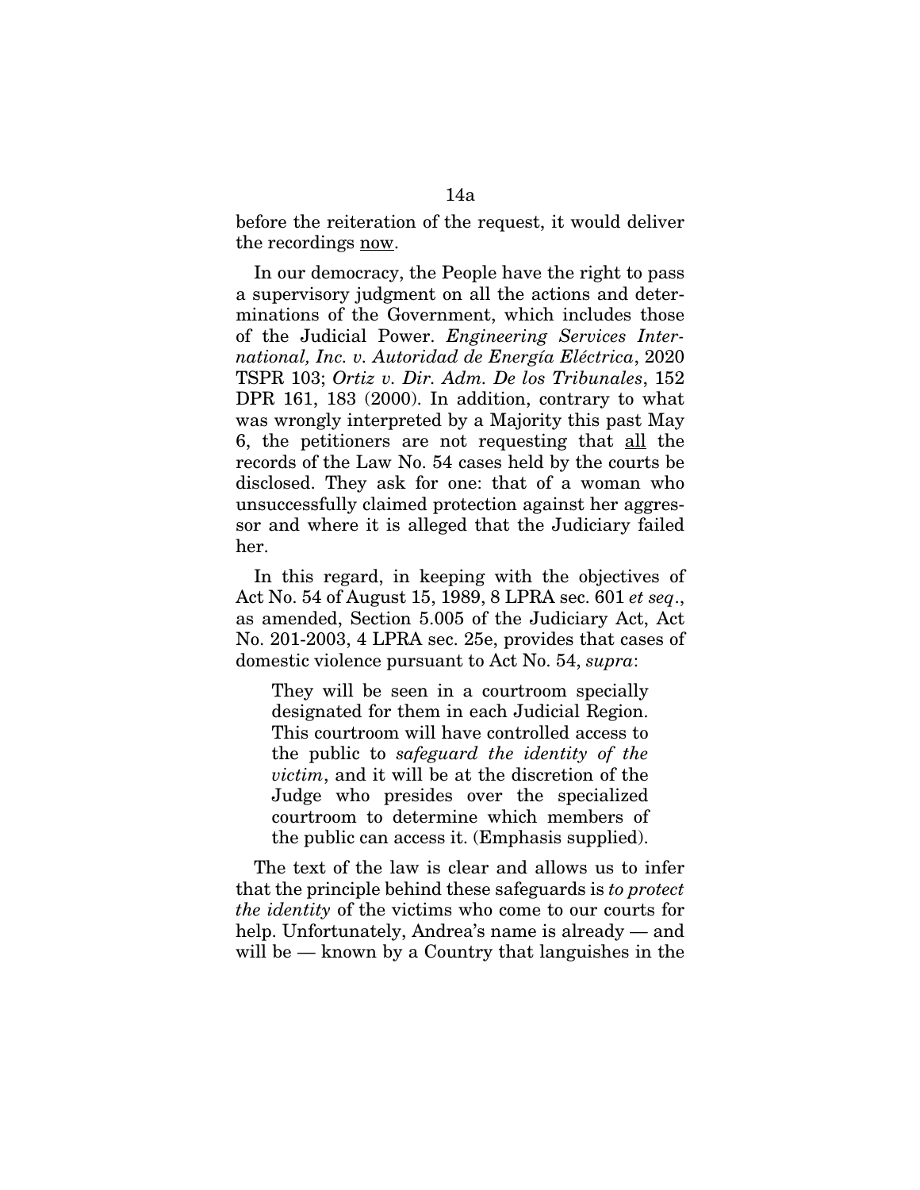before the reiteration of the request, it would deliver the recordings <u>now</u>.

In our democracy, the People have the right to pass a supervisory judgment on all the actions and determinations of the Government, which includes those of the Judicial Power. *Engineering Services International, Inc. v. Autoridad de Energía Eléctrica*, 2020 TSPR 103; *Ortiz v. Dir. Adm. De los Tribunales*, 152 DPR 161, 183 (2000). In addition, contrary to what was wrongly interpreted by a Majority this past May 6, the petitioners are not requesting that <u>all</u> the records of the Law No. 54 cases held by the courts be disclosed. They ask for one: that of a woman who unsuccessfully claimed protection against her aggressor and where it is alleged that the Judiciary failed her.

In this regard, in keeping with the objectives of Act No. 54 of August 15, 1989, 8 LPRA sec. 601 *et seq*., as amended, Section 5.005 of the Judiciary Act, Act No. 201-2003, 4 LPRA sec. 25e, provides that cases of domestic violence pursuant to Act No. 54, *supra*:

> They will be seen in a courtroom specially designated for them in each Judicial Region. This courtroom will have controlled access to the public to *safeguard the identity of the victim*, and it will be at the discretion of the Judge who presides over the specialized courtroom to determine which members of the public can access it. (Emphasis supplied).

The text of the law is clear and allows us to infer that the principle behind these safeguards is *to protect the identity* of the victims who come to our courts for help. Unfortunately, Andrea's name is already — and will be — known by a Country that languishes in the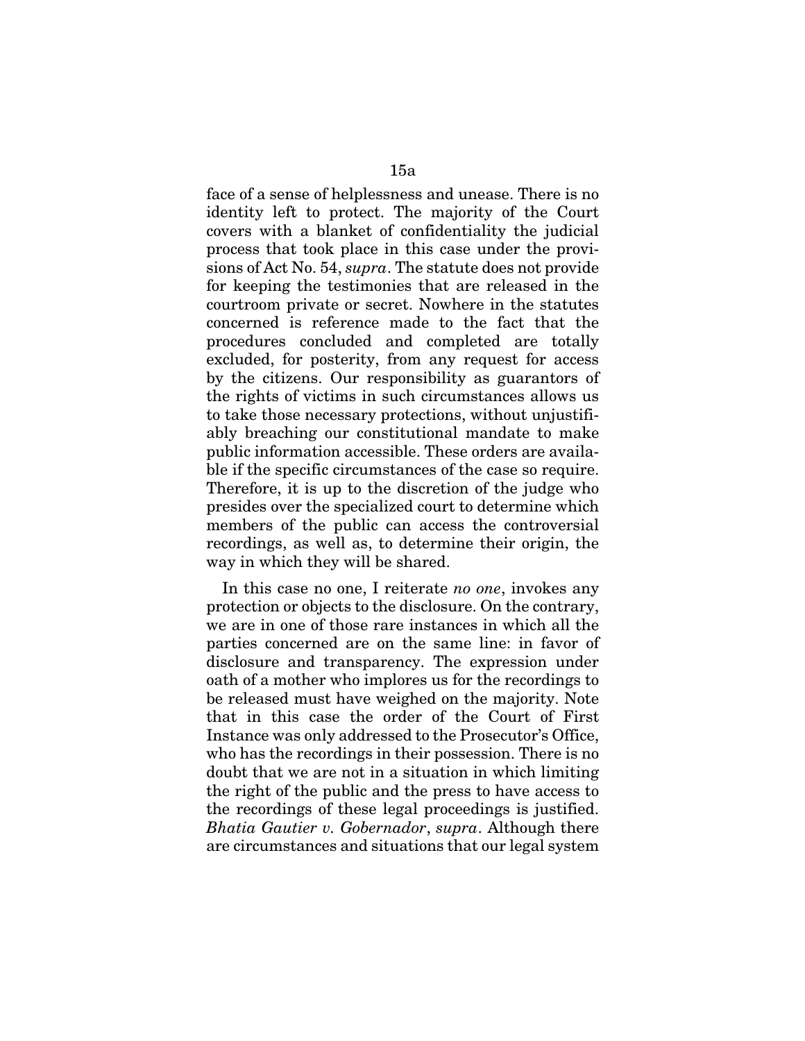face of a sense of helplessness and unease. There is no identity left to protect. The majority of the Court covers with a blanket of confidentiality the judicial process that took place in this case under the provisions of Act No. 54, *supra*. The statute does not provide for keeping the testimonies that are released in the courtroom private or secret. Nowhere in the statutes concerned is reference made to the fact that the procedures concluded and completed are totally excluded, for posterity, from any request for access by the citizens. Our responsibility as guarantors of the rights of victims in such circumstances allows us to take those necessary protections, without unjustifiably breaching our constitutional mandate to make public information accessible. These orders are available if the specific circumstances of the case so require. Therefore, it is up to the discretion of the judge who presides over the specialized court to determine which members of the public can access the controversial recordings, as well as, to determine their origin, the way in which they will be shared.

In this case no one, I reiterate *no one*, invokes any protection or objects to the disclosure. On the contrary, we are in one of those rare instances in which all the parties concerned are on the same line: in favor of disclosure and transparency. The expression under oath of a mother who implores us for the recordings to be released must have weighed on the majority. Note that in this case the order of the Court of First Instance was only addressed to the Prosecutor's Office, who has the recordings in their possession. There is no doubt that we are not in a situation in which limiting the right of the public and the press to have access to the recordings of these legal proceedings is justified. *Bhatia Gautier v. Gobernador*, *supra*. Although there are circumstances and situations that our legal system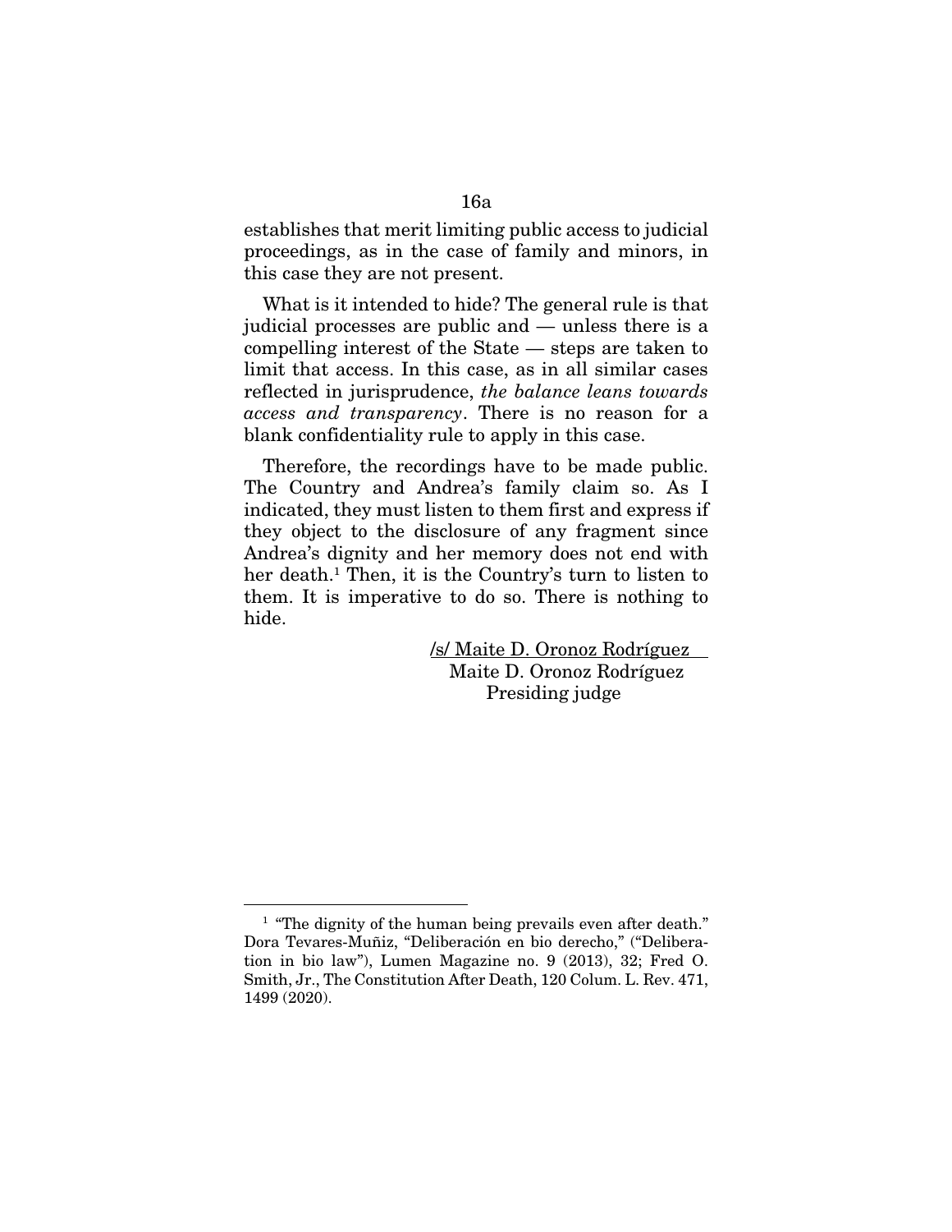establishes that merit limiting public access to judicial proceedings, as in the case of family and minors, in this case they are not present.

What is it intended to hide? The general rule is that judicial processes are public and — unless there is a compelling interest of the State — steps are taken to limit that access. In this case, as in all similar cases reflected in jurisprudence, *the balance leans towards access and transparency*. There is no reason for a blank confidentiality rule to apply in this case.

Therefore, the recordings have to be made public. The Country and Andrea's family claim so. As I indicated, they must listen to them first and express if they object to the disclosure of any fragment since Andrea's dignity and her memory does not end with her death.[1] Then, it is the Country's turn to listen to them. It is imperative to do so. There is nothing to hide.

/s/ Maite D. Oronoz Rodríguez
Maite D. Oronoz Rodríguez
Presiding judge

---

[1] "The dignity of the human being prevails even after death." Dora Tevares-Muñiz, "Deliberación en bio derecho," ("Deliberation in bio law"), Lumen Magazine no. 9 (2013), 32; Fred O. Smith, Jr., The Constitution After Death, 120 Colum. L. Rev. 471, 1499 (2020).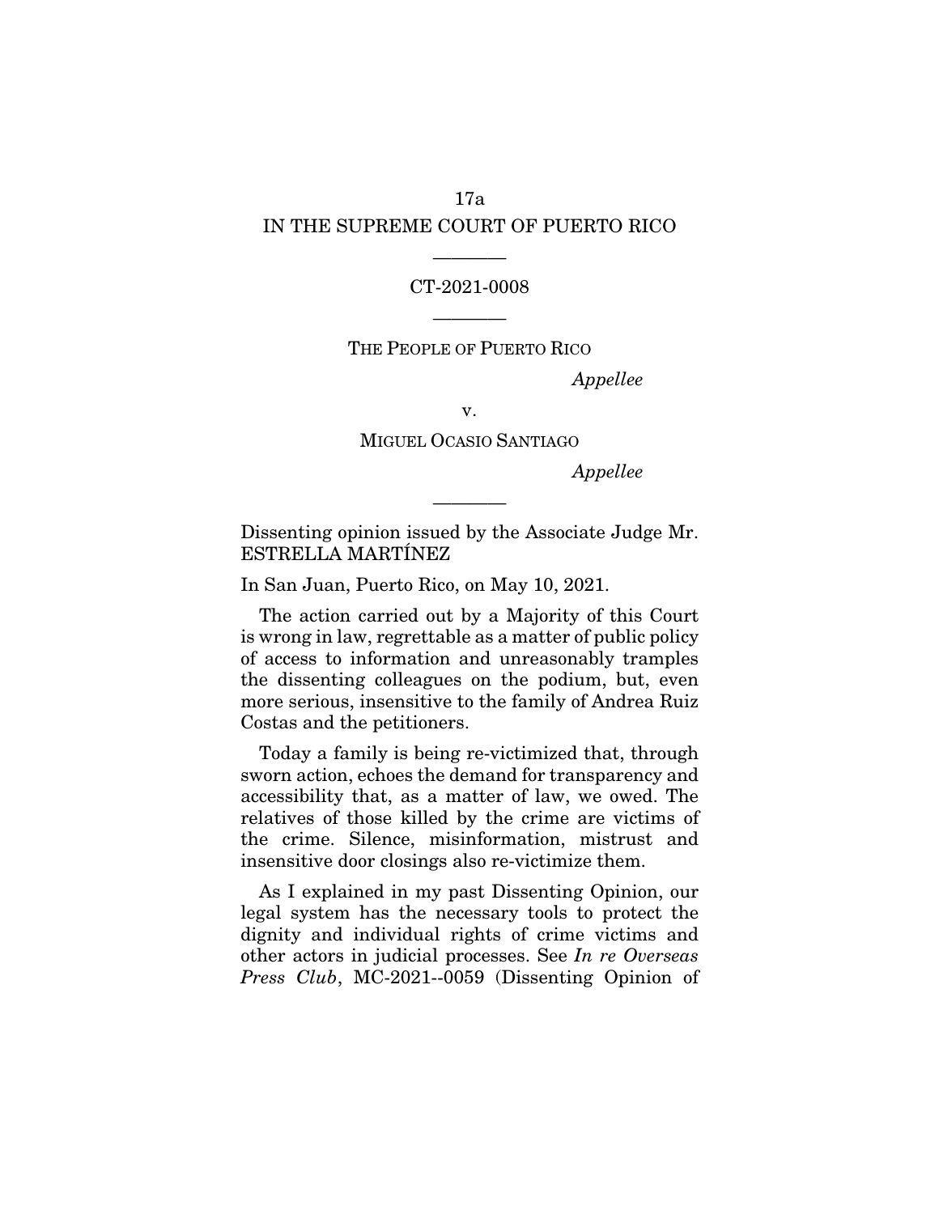# IN THE SUPREME COURT OF PUERTO RICO

---

CT-2021-0008

---

THE PEOPLE OF PUERTO RICO

*Appellee*

v.

MIGUEL OCASIO SANTIAGO

*Appellee*

---

Dissenting opinion issued by the Associate Judge Mr. ESTRELLA MARTÍNEZ

In San Juan, Puerto Rico, on May 10, 2021.

The action carried out by a Majority of this Court is wrong in law, regrettable as a matter of public policy of access to information and unreasonably tramples the dissenting colleagues on the podium, but, even more serious, insensitive to the family of Andrea Ruiz Costas and the petitioners.

Today a family is being re-victimized that, through sworn action, echoes the demand for transparency and accessibility that, as a matter of law, we owed. The relatives of those killed by the crime are victims of the crime. Silence, misinformation, mistrust and insensitive door closings also re-victimize them.

As I explained in my past Dissenting Opinion, our legal system has the necessary tools to protect the dignity and individual rights of crime victims and other actors in judicial processes. See *In re Overseas Press Club*, MC-2021--0059 (Dissenting Opinion of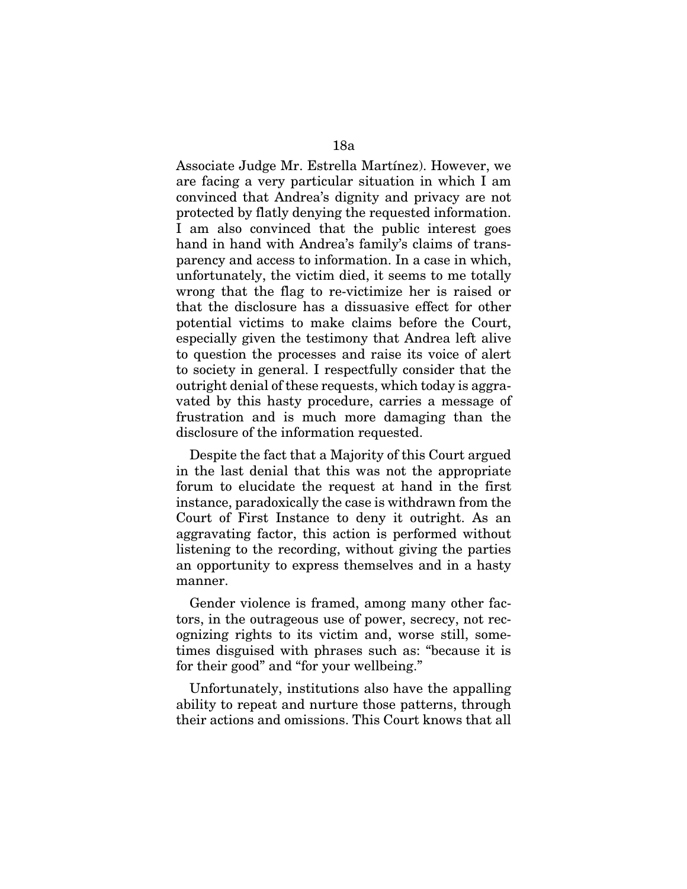Associate Judge Mr. Estrella Martínez). However, we are facing a very particular situation in which I am convinced that Andrea's dignity and privacy are not protected by flatly denying the requested information. I am also convinced that the public interest goes hand in hand with Andrea's family's claims of transparency and access to information. In a case in which, unfortunately, the victim died, it seems to me totally wrong that the flag to re-victimize her is raised or that the disclosure has a dissuasive effect for other potential victims to make claims before the Court, especially given the testimony that Andrea left alive to question the processes and raise its voice of alert to society in general. I respectfully consider that the outright denial of these requests, which today is aggravated by this hasty procedure, carries a message of frustration and is much more damaging than the disclosure of the information requested.

Despite the fact that a Majority of this Court argued in the last denial that this was not the appropriate forum to elucidate the request at hand in the first instance, paradoxically the case is withdrawn from the Court of First Instance to deny it outright. As an aggravating factor, this action is performed without listening to the recording, without giving the parties an opportunity to express themselves and in a hasty manner.

Gender violence is framed, among many other factors, in the outrageous use of power, secrecy, not recognizing rights to its victim and, worse still, sometimes disguised with phrases such as: "because it is for their good" and "for your wellbeing."

Unfortunately, institutions also have the appalling ability to repeat and nurture those patterns, through their actions and omissions. This Court knows that all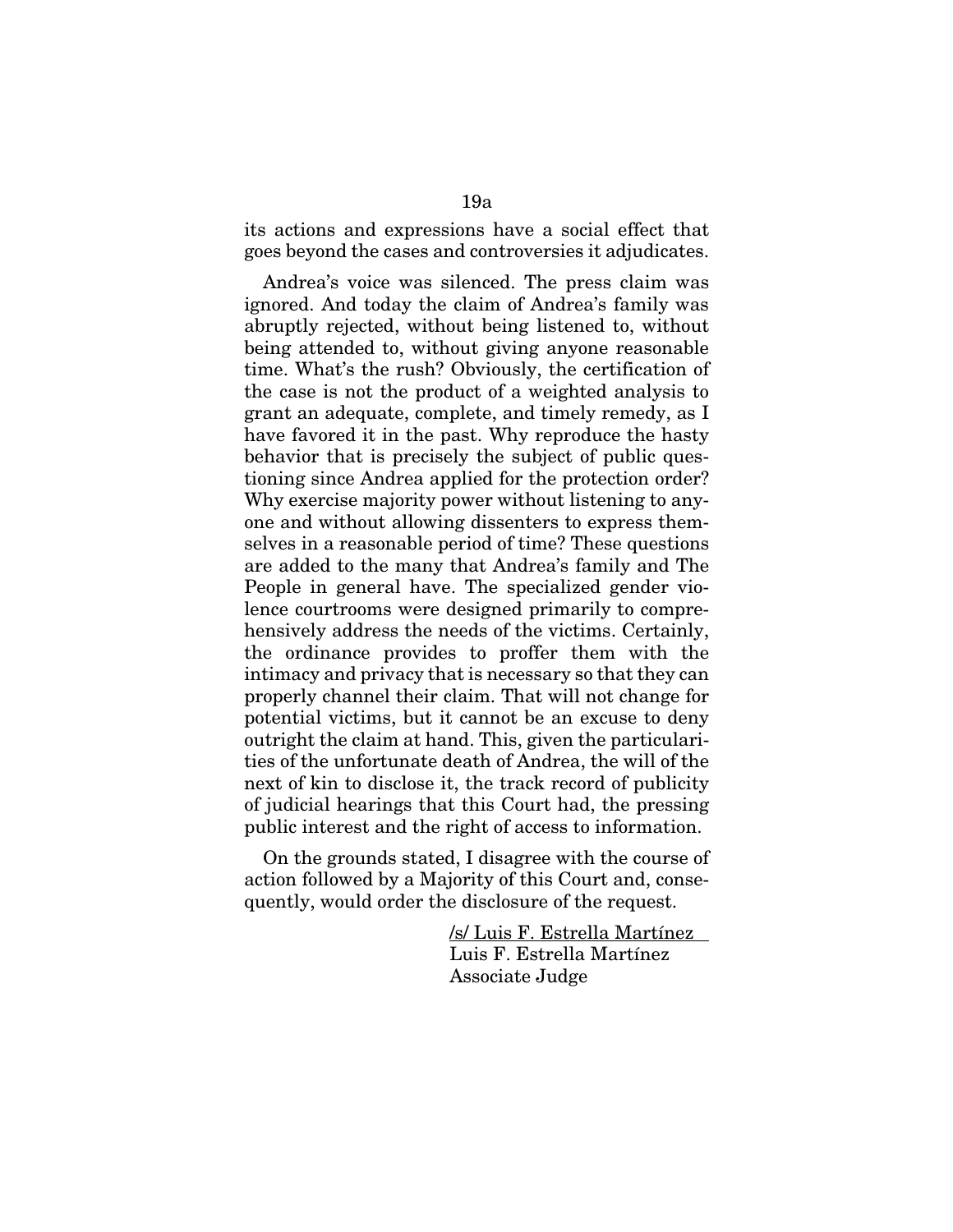its actions and expressions have a social effect that goes beyond the cases and controversies it adjudicates.

Andrea's voice was silenced. The press claim was ignored. And today the claim of Andrea's family was abruptly rejected, without being listened to, without being attended to, without giving anyone reasonable time. What's the rush? Obviously, the certification of the case is not the product of a weighted analysis to grant an adequate, complete, and timely remedy, as I have favored it in the past. Why reproduce the hasty behavior that is precisely the subject of public questioning since Andrea applied for the protection order? Why exercise majority power without listening to anyone and without allowing dissenters to express themselves in a reasonable period of time? These questions are added to the many that Andrea's family and The People in general have. The specialized gender violence courtrooms were designed primarily to comprehensively address the needs of the victims. Certainly, the ordinance provides to proffer them with the intimacy and privacy that is necessary so that they can properly channel their claim. That will not change for potential victims, but it cannot be an excuse to deny outright the claim at hand. This, given the particularities of the unfortunate death of Andrea, the will of the next of kin to disclose it, the track record of publicity of judicial hearings that this Court had, the pressing public interest and the right of access to information.

On the grounds stated, I disagree with the course of action followed by a Majority of this Court and, consequently, would order the disclosure of the request.

/s/ Luis F. Estrella Martínez
Luis F. Estrella Martínez
Associate Judge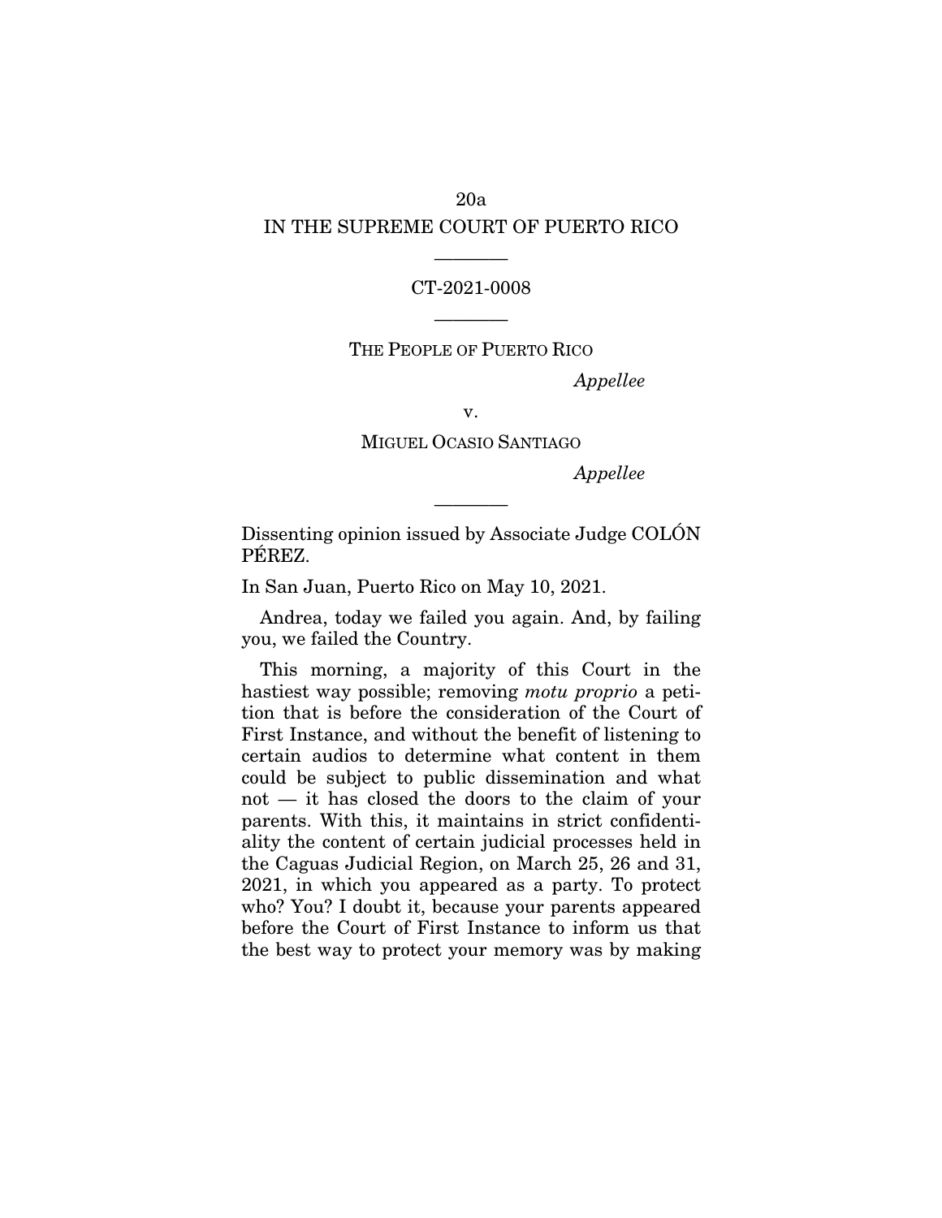IN THE SUPREME COURT OF PUERTO RICO

---

CT-2021-0008

---

THE PEOPLE OF PUERTO RICO

*Appellee*

v.

MIGUEL OCASIO SANTIAGO

*Appellee*

---

Dissenting opinion issued by Associate Judge COLÓN PÉREZ.

In San Juan, Puerto Rico on May 10, 2021.

Andrea, today we failed you again. And, by failing you, we failed the Country.

This morning, a majority of this Court in the hastiest way possible; removing *motu proprio* a petition that is before the consideration of the Court of First Instance, and without the benefit of listening to certain audios to determine what content in them could be subject to public dissemination and what not — it has closed the doors to the claim of your parents. With this, it maintains in strict confidentiality the content of certain judicial processes held in the Caguas Judicial Region, on March 25, 26 and 31, 2021, in which you appeared as a party. To protect who? You? I doubt it, because your parents appeared before the Court of First Instance to inform us that the best way to protect your memory was by making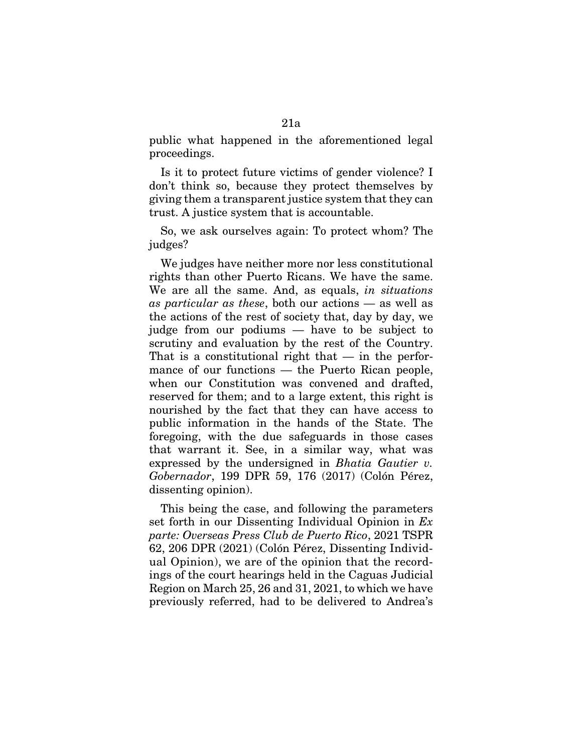public what happened in the aforementioned legal proceedings.

Is it to protect future victims of gender violence? I don't think so, because they protect themselves by giving them a transparent justice system that they can trust. A justice system that is accountable.

So, we ask ourselves again: To protect whom? The judges?

We judges have neither more nor less constitutional rights than other Puerto Ricans. We have the same. We are all the same. And, as equals, *in situations as particular as these*, both our actions — as well as the actions of the rest of society that, day by day, we judge from our podiums — have to be subject to scrutiny and evaluation by the rest of the Country. That is a constitutional right that — in the performance of our functions — the Puerto Rican people, when our Constitution was convened and drafted, reserved for them; and to a large extent, this right is nourished by the fact that they can have access to public information in the hands of the State. The foregoing, with the due safeguards in those cases that warrant it. See, in a similar way, what was expressed by the undersigned in *Bhatia Gautier v. Gobernador*, 199 DPR 59, 176 (2017) (Colón Pérez, dissenting opinion).

This being the case, and following the parameters set forth in our Dissenting Individual Opinion in *Ex parte: Overseas Press Club de Puerto Rico*, 2021 TSPR 62, 206 DPR (2021) (Colón Pérez, Dissenting Individual Opinion), we are of the opinion that the recordings of the court hearings held in the Caguas Judicial Region on March 25, 26 and 31, 2021, to which we have previously referred, had to be delivered to Andrea's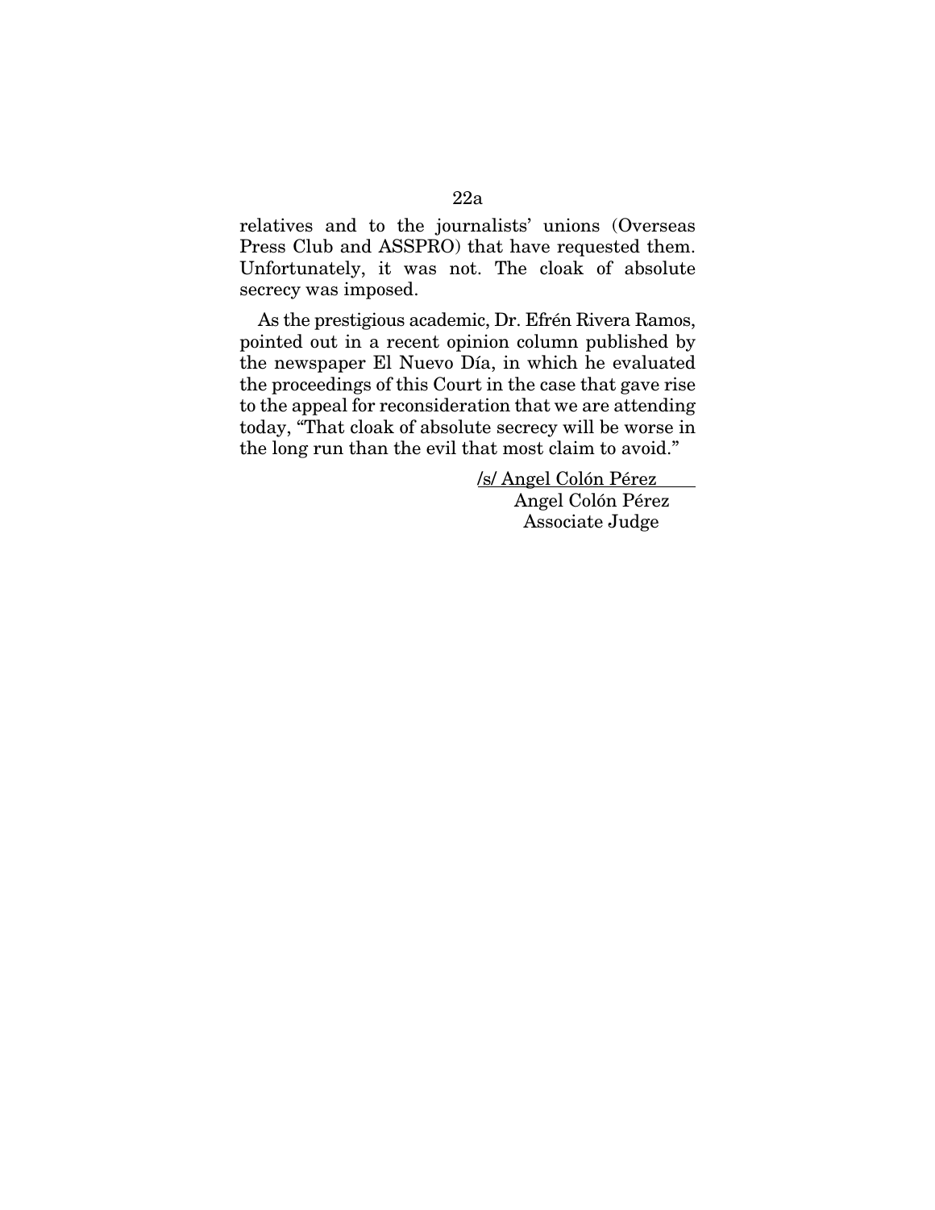relatives and to the journalists' unions (Overseas Press Club and ASSPRO) that have requested them. Unfortunately, it was not. The cloak of absolute secrecy was imposed.

As the prestigious academic, Dr. Efrén Rivera Ramos, pointed out in a recent opinion column published by the newspaper El Nuevo Día, in which he evaluated the proceedings of this Court in the case that gave rise to the appeal for reconsideration that we are attending today, "That cloak of absolute secrecy will be worse in the long run than the evil that most claim to avoid."

/s/ Angel Colón Pérez
Angel Colón Pérez
Associate Judge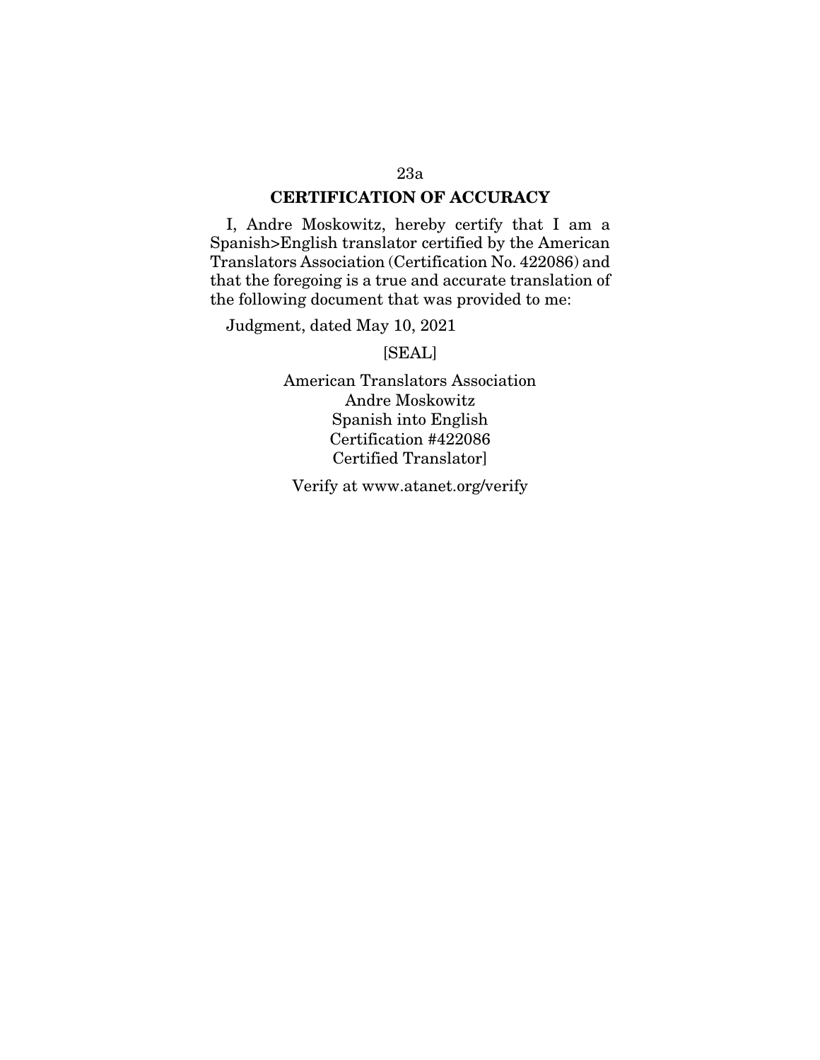## CERTIFICATION OF ACCURACY

I, Andre Moskowitz, hereby certify that I am a Spanish>English translator certified by the American Translators Association (Certification No. 422086) and that the foregoing is a true and accurate translation of the following document that was provided to me:

Judgment, dated May 10, 2021

[SEAL]

American Translators Association
Andre Moskowitz
Spanish into English
Certification #422086
Certified Translator]

Verify at www.atanet.org/verify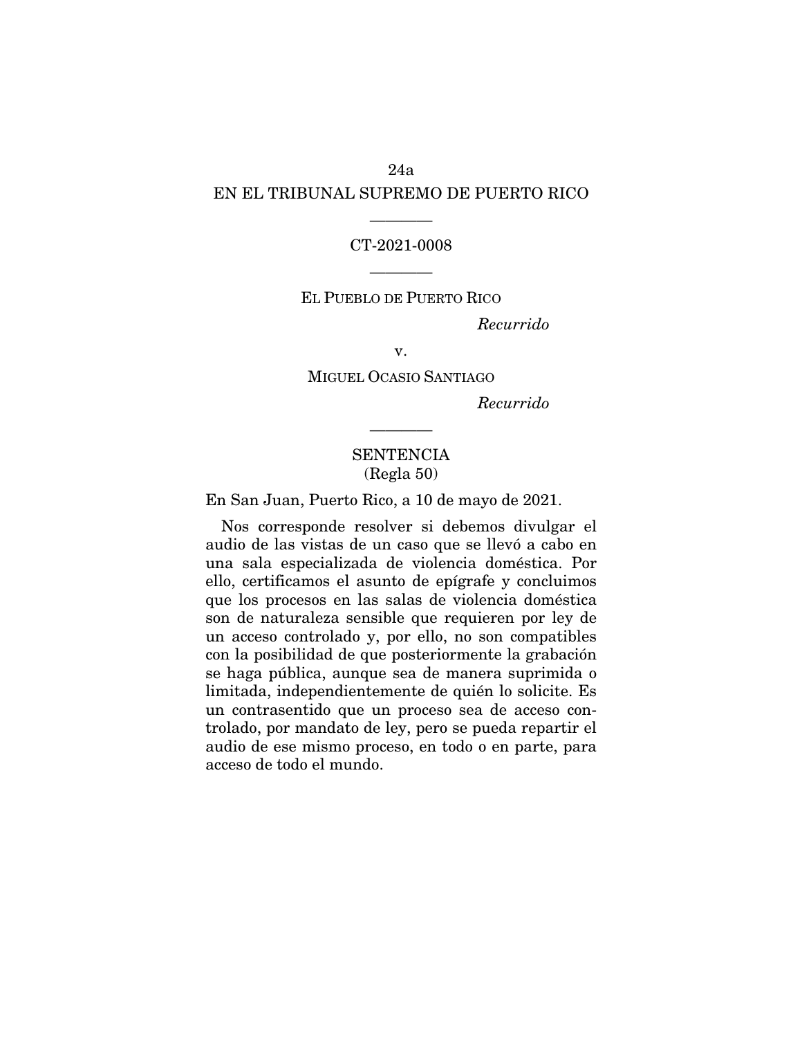EN EL TRIBUNAL SUPREMO DE PUERTO RICO

---

CT-2021-0008

---

EL PUEBLO DE PUERTO RICO

*Recurrido*

v.

MIGUEL OCASIO SANTIAGO

*Recurrido*

---

SENTENCIA
(Regla 50)

En San Juan, Puerto Rico, a 10 de mayo de 2021.

Nos corresponde resolver si debemos divulgar el audio de las vistas de un caso que se llevó a cabo en una sala especializada de violencia doméstica. Por ello, certificamos el asunto de epígrafe y concluimos que los procesos en las salas de violencia doméstica son de naturaleza sensible que requieren por ley de un acceso controlado y, por ello, no son compatibles con la posibilidad de que posteriormente la grabación se haga pública, aunque sea de manera suprimida o limitada, independientemente de quién lo solicite. Es un contrasentido que un proceso sea de acceso controlado, por mandato de ley, pero se pueda repartir el audio de ese mismo proceso, en todo o en parte, para acceso de todo el mundo.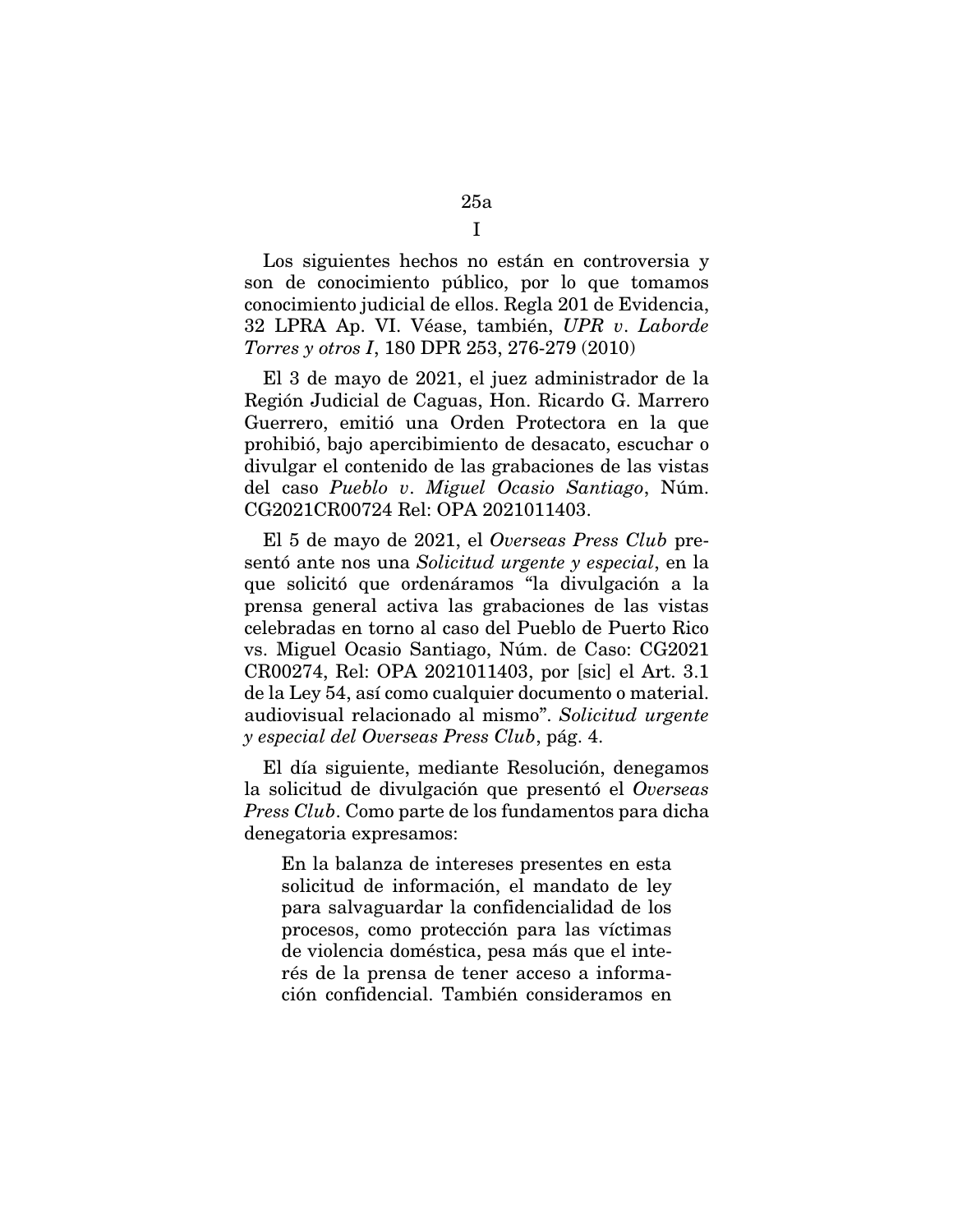# I

Los siguientes hechos no están en controversia y son de conocimiento público, por lo que tomamos conocimiento judicial de ellos. Regla 201 de Evidencia, 32 LPRA Ap. VI. Véase, también, *UPR v. Laborde Torres y otros I*, 180 DPR 253, 276-279 (2010)

El 3 de mayo de 2021, el juez administrador de la Región Judicial de Caguas, Hon. Ricardo G. Marrero Guerrero, emitió una Orden Protectora en la que prohibió, bajo apercibimiento de desacato, escuchar o divulgar el contenido de las grabaciones de las vistas del caso *Pueblo v. Miguel Ocasio Santiago*, Núm. CG2021CR00724 Rel: OPA 2021011403.

El 5 de mayo de 2021, el *Overseas Press Club* presentó ante nos una *Solicitud urgente y especial*, en la que solicitó que ordenáramos "la divulgación a la prensa general activa las grabaciones de las vistas celebradas en torno al caso del Pueblo de Puerto Rico vs. Miguel Ocasio Santiago, Núm. de Caso: CG2021 CR00274, Rel: OPA 2021011403, por [sic] el Art. 3.1 de la Ley 54, así como cualquier documento o material. audiovisual relacionado al mismo". *Solicitud urgente y especial del Overseas Press Club*, pág. 4.

El día siguiente, mediante Resolución, denegamos la solicitud de divulgación que presentó el *Overseas Press Club*. Como parte de los fundamentos para dicha denegatoria expresamos:

> En la balanza de intereses presentes en esta solicitud de información, el mandato de ley para salvaguardar la confidencialidad de los procesos, como protección para las víctimas de violencia doméstica, pesa más que el interés de la prensa de tener acceso a información confidencial. También consideramos en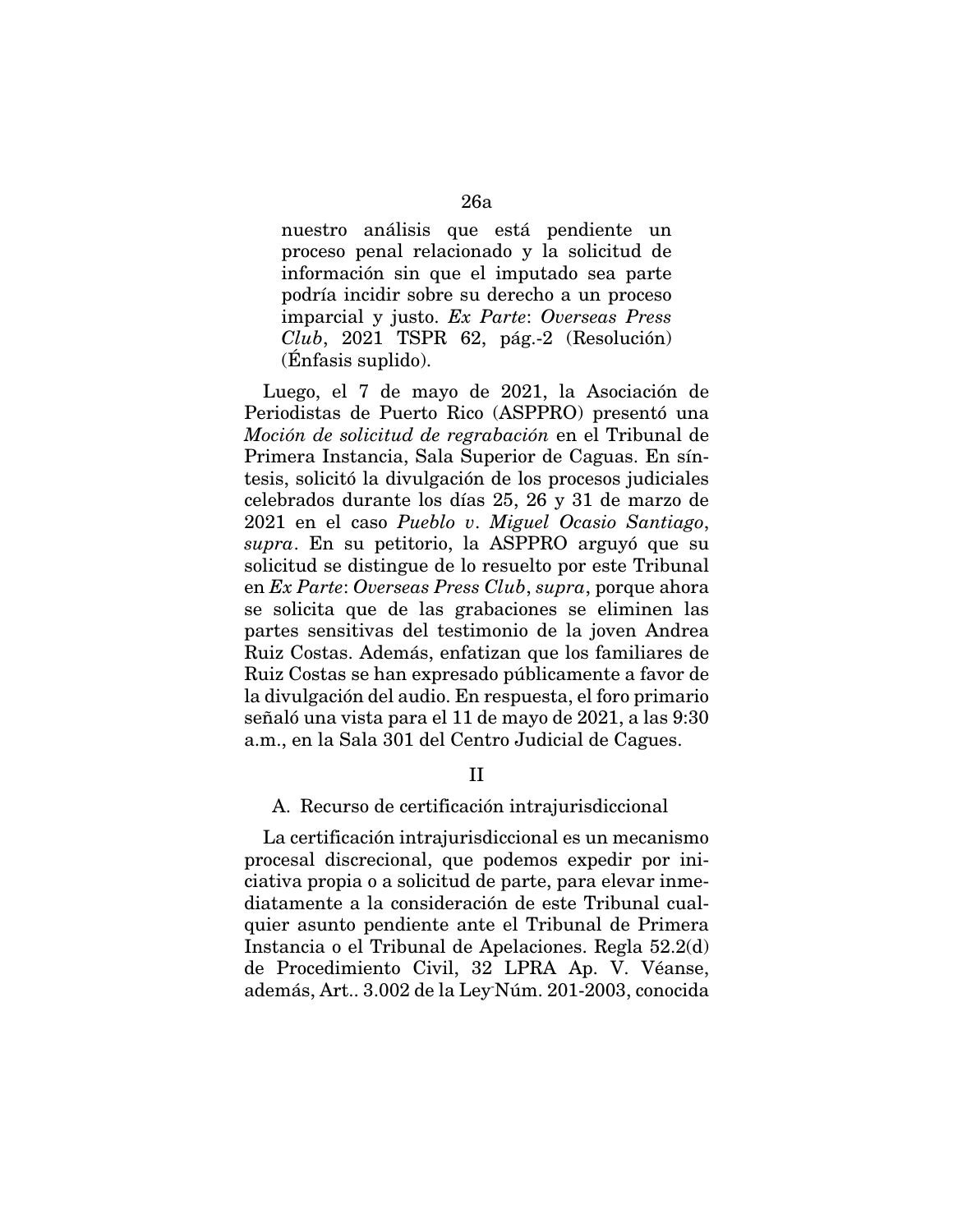> nuestro análisis que está pendiente un proceso penal relacionado y la solicitud de información sin que el imputado sea parte podría incidir sobre su derecho a un proceso imparcial y justo. *Ex Parte*: *Overseas Press Club*, 2021 TSPR 62, pág.-2 (Resolución) (Énfasis suplido).

Luego, el 7 de mayo de 2021, la Asociación de Periodistas de Puerto Rico (ASPPRO) presentó una *Moción de solicitud de regrabación* en el Tribunal de Primera Instancia, Sala Superior de Caguas. En síntesis, solicitó la divulgación de los procesos judiciales celebrados durante los días 25, 26 y 31 de marzo de 2021 en el caso *Pueblo v. Miguel Ocasio Santiago*, *supra*. En su petitorio, la ASPPRO arguyó que su solicitud se distingue de lo resuelto por este Tribunal en *Ex Parte*: *Overseas Press Club*, *supra*, porque ahora se solicita que de las grabaciones se eliminen las partes sensitivas del testimonio de la joven Andrea Ruiz Costas. Además, enfatizan que los familiares de Ruiz Costas se han expresado públicamente a favor de la divulgación del audio. En respuesta, el foro primario señaló una vista para el 11 de mayo de 2021, a las 9:30 a.m., en la Sala 301 del Centro Judicial de Cagues.

## II

### A. Recurso de certificación intrajurisdiccional

La certificación intrajurisdiccional es un mecanismo procesal discrecional, que podemos expedir por iniciativa propia o a solicitud de parte, para elevar inmediatamente a la consideración de este Tribunal cualquier asunto pendiente ante el Tribunal de Primera Instancia o el Tribunal de Apelaciones. Regla 52.2(d) de Procedimiento Civil, 32 LPRA Ap. V. Véanse, además, Art.. 3.002 de la Ley Núm. 201-2003, conocida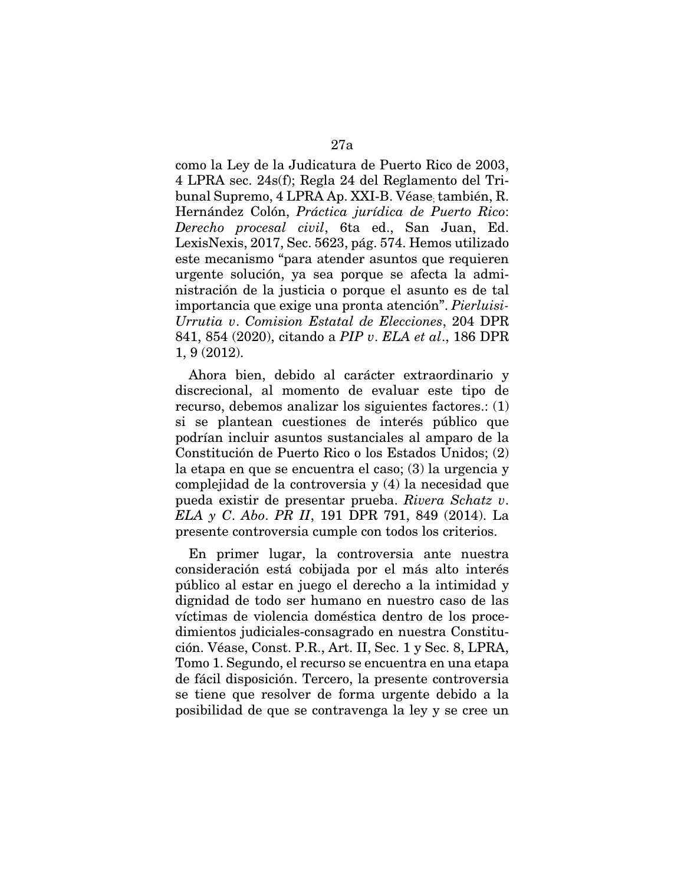como la Ley de la Judicatura de Puerto Rico de 2003, 4 LPRA sec. 24s(f); Regla 24 del Reglamento del Tribunal Supremo, 4 LPRA Ap. XXI-B. Véase; también, R. Hernández Colón, *Práctica jurídica de Puerto Rico: Derecho procesal civil*, 6ta ed., San Juan, Ed. LexisNexis, 2017, Sec. 5623, pág. 574. Hemos utilizado este mecanismo "para atender asuntos que requieren urgente solución, ya sea porque se afecta la administración de la justicia o porque el asunto es de tal importancia que exige una pronta atención". *Pierluisi-Urrutia v. Comision Estatal de Elecciones*, 204 DPR 841, 854 (2020), citando a *PIP v. ELA et al*., 186 DPR 1, 9 (2012).

Ahora bien, debido al carácter extraordinario y discrecional, al momento de evaluar este tipo de recurso, debemos analizar los siguientes factores.: (1) si se plantean cuestiones de interés público que podrían incluir asuntos sustanciales al amparo de la Constitución de Puerto Rico o los Estados Unidos; (2) la etapa en que se encuentra el caso; (3) la urgencia y complejidad de la controversia y (4) la necesidad que pueda existir de presentar prueba. *Rivera Schatz v. ELA y C. Abo. PR II*, 191 DPR 791, 849 (2014). La presente controversia cumple con todos los criterios.

En primer lugar, la controversia ante nuestra consideración está cobijada por el más alto interés público al estar en juego el derecho a la intimidad y dignidad de todo ser humano en nuestro caso de las víctimas de violencia doméstica dentro de los procedimientos judiciales-consagrado en nuestra Constitución. Véase, Const. P.R., Art. II, Sec. 1 y Sec. 8, LPRA, Tomo 1. Segundo, el recurso se encuentra en una etapa de fácil disposición. Tercero, la presente controversia se tiene que resolver de forma urgente debido a la posibilidad de que se contravenga la ley y se cree un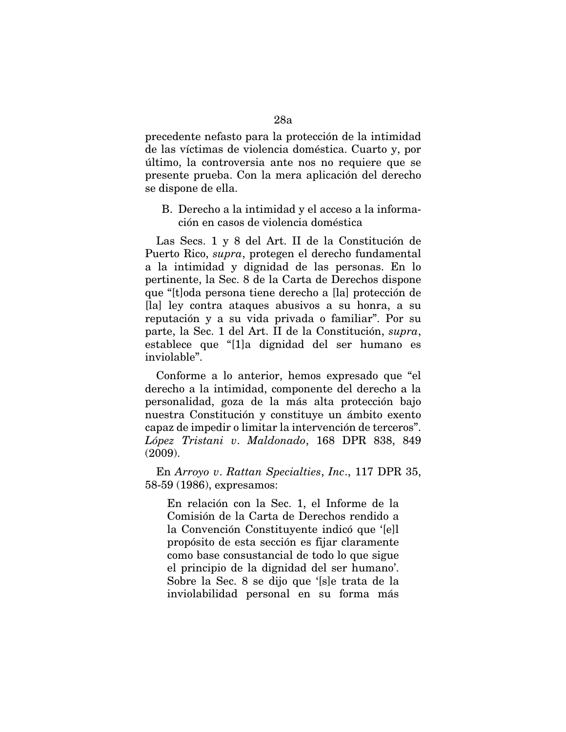precedente nefasto para la protección de la intimidad de las víctimas de violencia doméstica. Cuarto y, por último, la controversia ante nos no requiere que se presente prueba. Con la mera aplicación del derecho se dispone de ella.

B. Derecho a la intimidad y el acceso a la información en casos de violencia doméstica

Las Secs. 1 y 8 del Art. II de la Constitución de Puerto Rico, *supra*, protegen el derecho fundamental a la intimidad y dignidad de las personas. En lo pertinente, la Sec. 8 de la Carta de Derechos dispone que "[t]oda persona tiene derecho a [la] protección de [la] ley contra ataques abusivos a su honra, a su reputación y a su vida privada o familiar". Por su parte, la Sec. 1 del Art. II de la Constitución, *supra*, establece que "[1]a dignidad del ser humano es inviolable".

Conforme a lo anterior, hemos expresado que "el derecho a la intimidad, componente del derecho a la personalidad, goza de la más alta protección bajo nuestra Constitución y constituye un ámbito exento capaz de impedir o limitar la intervención de terceros". *López Tristani v. Maldonado*, 168 DPR 838, 849 (2009).

En *Arroyo v. Rattan Specialties, Inc.*, 117 DPR 35, 58-59 (1986), expresamos:

> En relación con la Sec. 1, el Informe de la Comisión de la Carta de Derechos rendido a la Convención Constituyente indicó que '[e]l propósito de esta sección es fijar claramente como base consustancial de todo lo que sigue el principio de la dignidad del ser humano'. Sobre la Sec. 8 se dijo que '[s]e trata de la inviolabilidad personal en su forma más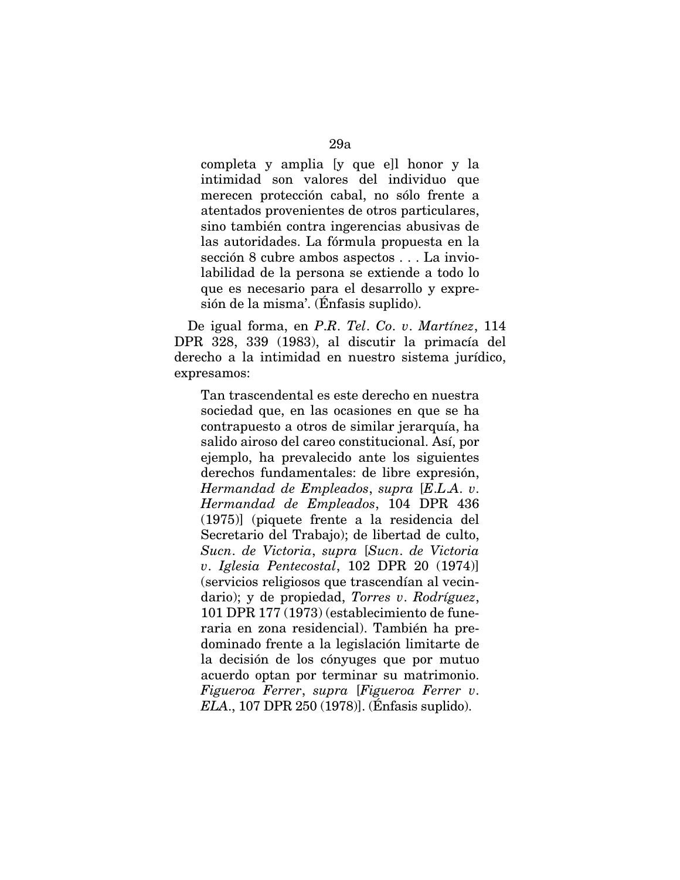> completa y amplia [y que e]l honor y la intimidad son valores del individuo que merecen protección cabal, no sólo frente a atentados provenientes de otros particulares, sino también contra ingerencias abusivas de las autoridades. La fórmula propuesta en la sección 8 cubre ambos aspectos . . . La inviolabilidad de la persona se extiende a todo lo que es necesario para el desarrollo y expresión de la misma'. (Énfasis suplido).

De igual forma, en *P.R. Tel. Co. v. Martínez*, 114 DPR 328, 339 (1983), al discutir la primacía del derecho a la intimidad en nuestro sistema jurídico, expresamos:

> Tan trascendental es este derecho en nuestra sociedad que, en las ocasiones en que se ha contrapuesto a otros de similar jerarquía, ha salido airoso del careo constitucional. Así, por ejemplo, ha prevalecido ante los siguientes derechos fundamentales: de libre expresión, *Hermandad de Empleados*, *supra* [*E.L.A. v. Hermandad de Empleados*, 104 DPR 436 (1975)] (piquete frente a la residencia del Secretario del Trabajo); de libertad de culto, *Sucn. de Victoria*, *supra* [*Sucn. de Victoria v. Iglesia Pentecostal*, 102 DPR 20 (1974)] (servicios religiosos que trascendían al vecindario); y de propiedad, *Torres v. Rodríguez*, 101 DPR 177 (1973) (establecimiento de funeraria en zona residencial). También ha predominado frente a la legislación limitarte de la decisión de los cónyuges que por mutuo acuerdo optan por terminar su matrimonio. *Figueroa Ferrer*, *supra* [*Figueroa Ferrer v. ELA*., 107 DPR 250 (1978)]. (Énfasis suplido).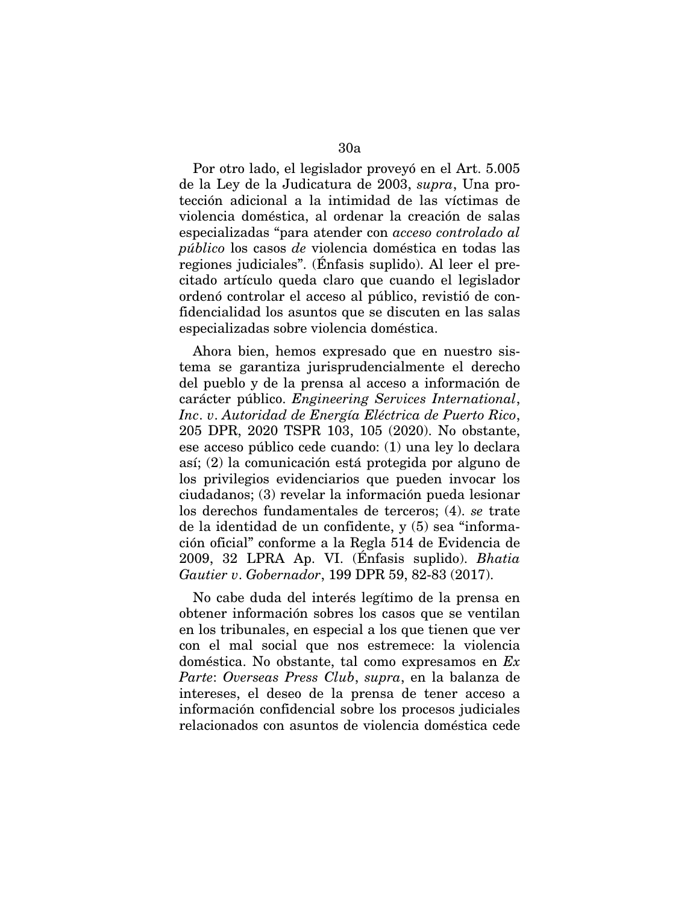Por otro lado, el legislador proveyó en el Art. 5.005 de la Ley de la Judicatura de 2003, *supra*, Una protección adicional a la intimidad de las víctimas de violencia doméstica, al ordenar la creación de salas especializadas "para atender con *acceso controlado al público* los casos *de* violencia doméstica en todas las regiones judiciales". (Énfasis suplido). Al leer el precitado artículo queda claro que cuando el legislador ordenó controlar el acceso al público, revistió de confidencialidad los asuntos que se discuten en las salas especializadas sobre violencia doméstica.

Ahora bien, hemos expresado que en nuestro sistema se garantiza jurisprudencialmente el derecho del pueblo y de la prensa al acceso a información de carácter público. *Engineering Services International, Inc. v. Autoridad de Energía Eléctrica de Puerto Rico*, 205 DPR, 2020 TSPR 103, 105 (2020). No obstante, ese acceso público cede cuando: (1) una ley lo declara así; (2) la comunicación está protegida por alguno de los privilegios evidenciarios que pueden invocar los ciudadanos; (3) revelar la información pueda lesionar los derechos fundamentales de terceros; (4). *se* trate de la identidad de un confidente, y (5) sea "información oficial" conforme a la Regla 514 de Evidencia de 2009, 32 LPRA Ap. VI. (Énfasis suplido). *Bhatia Gautier v. Gobernador*, 199 DPR 59, 82-83 (2017).

No cabe duda del interés legítimo de la prensa en obtener información sobres los casos que se ventilan en los tribunales, en especial a los que tienen que ver con el mal social que nos estremece: la violencia doméstica. No obstante, tal como expresamos en *Ex Parte*: *Overseas Press Club*, *supra*, en la balanza de intereses, el deseo de la prensa de tener acceso a información confidencial sobre los procesos judiciales relacionados con asuntos de violencia doméstica cede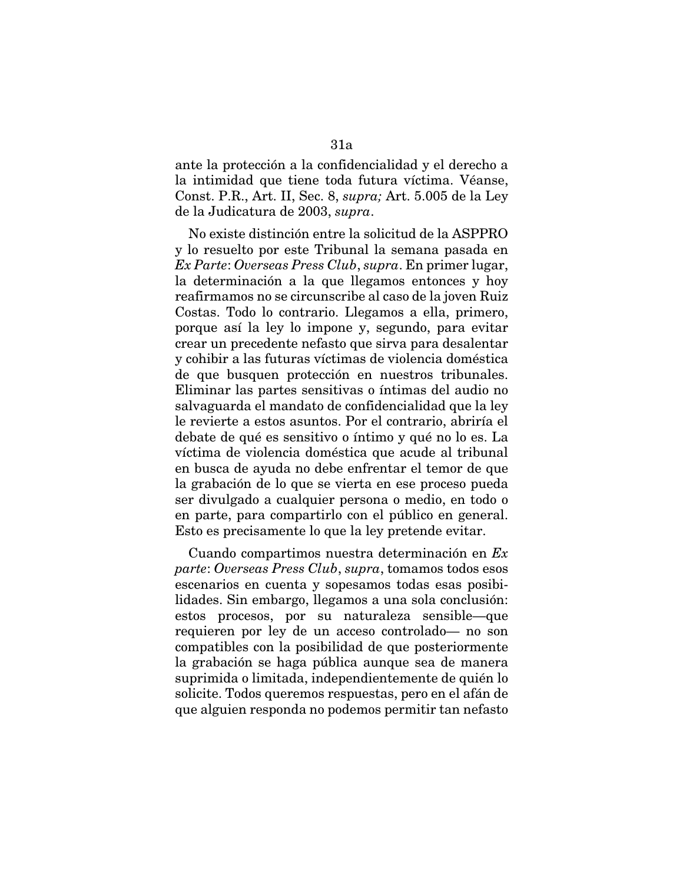ante la protección a la confidencialidad y el derecho a la intimidad que tiene toda futura víctima. Véanse, Const. P.R., Art. II, Sec. 8, *supra;* Art. 5.005 de la Ley de la Judicatura de 2003, *supra*.

No existe distinción entre la solicitud de la ASPPRO y lo resuelto por este Tribunal la semana pasada en *Ex Parte*: *Overseas Press Club*, *supra*. En primer lugar, la determinación a la que llegamos entonces y hoy reafirmamos no se circunscribe al caso de la joven Ruiz Costas. Todo lo contrario. Llegamos a ella, primero, porque así la ley lo impone y, segundo, para evitar crear un precedente nefasto que sirva para desalentar y cohibir a las futuras víctimas de violencia doméstica de que busquen protección en nuestros tribunales. Eliminar las partes sensitivas o íntimas del audio no salvaguarda el mandato de confidencialidad que la ley le revierte a estos asuntos. Por el contrario, abriría el debate de qué es sensitivo o íntimo y qué no lo es. La víctima de violencia doméstica que acude al tribunal en busca de ayuda no debe enfrentar el temor de que la grabación de lo que se vierta en ese proceso pueda ser divulgado a cualquier persona o medio, en todo o en parte, para compartirlo con el público en general. Esto es precisamente lo que la ley pretende evitar.

Cuando compartimos nuestra determinación en *Ex parte*: *Overseas Press Club*, *supra*, tomamos todos esos escenarios en cuenta y sopesamos todas esas posibilidades. Sin embargo, llegamos a una sola conclusión: estos procesos, por su naturaleza sensible—que requieren por ley de un acceso controlado— no son compatibles con la posibilidad de que posteriormente la grabación se haga pública aunque sea de manera suprimida o limitada, independientemente de quién lo solicite. Todos queremos respuestas, pero en el afán de que alguien responda no podemos permitir tan nefasto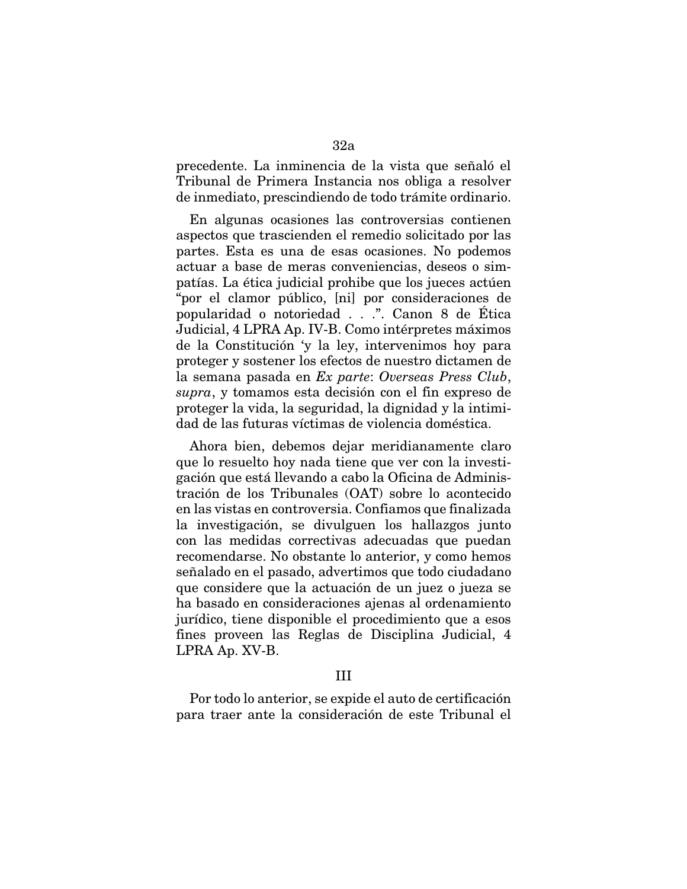precedente. La inminencia de la vista que señaló el Tribunal de Primera Instancia nos obliga a resolver de inmediato, prescindiendo de todo trámite ordinario.

En algunas ocasiones las controversias contienen aspectos que trascienden el remedio solicitado por las partes. Esta es una de esas ocasiones. No podemos actuar a base de meras conveniencias, deseos o simpatías. La ética judicial prohibe que los jueces actúen "por el clamor público, [ni] por consideraciones de popularidad o notoriedad . . .". Canon 8 de Ética Judicial, 4 LPRA Ap. IV-B. Como intérpretes máximos de la Constitución 'y la ley, intervenimos hoy para proteger y sostener los efectos de nuestro dictamen de la semana pasada en *Ex parte*: *Overseas Press Club*, *supra*, y tomamos esta decisión con el fin expreso de proteger la vida, la seguridad, la dignidad y la intimidad de las futuras víctimas de violencia doméstica.

Ahora bien, debemos dejar meridianamente claro que lo resuelto hoy nada tiene que ver con la investigación que está llevando a cabo la Oficina de Administración de los Tribunales (OAT) sobre lo acontecido en las vistas en controversia. Confiamos que finalizada la investigación, se divulguen los hallazgos junto con las medidas correctivas adecuadas que puedan recomendarse. No obstante lo anterior, y como hemos señalado en el pasado, advertimos que todo ciudadano que considere que la actuación de un juez o jueza se ha basado en consideraciones ajenas al ordenamiento jurídico, tiene disponible el procedimiento que a esos fines proveen las Reglas de Disciplina Judicial, 4 LPRA Ap. XV-B.

III

Por todo lo anterior, se expide el auto de certificación para traer ante la consideración de este Tribunal el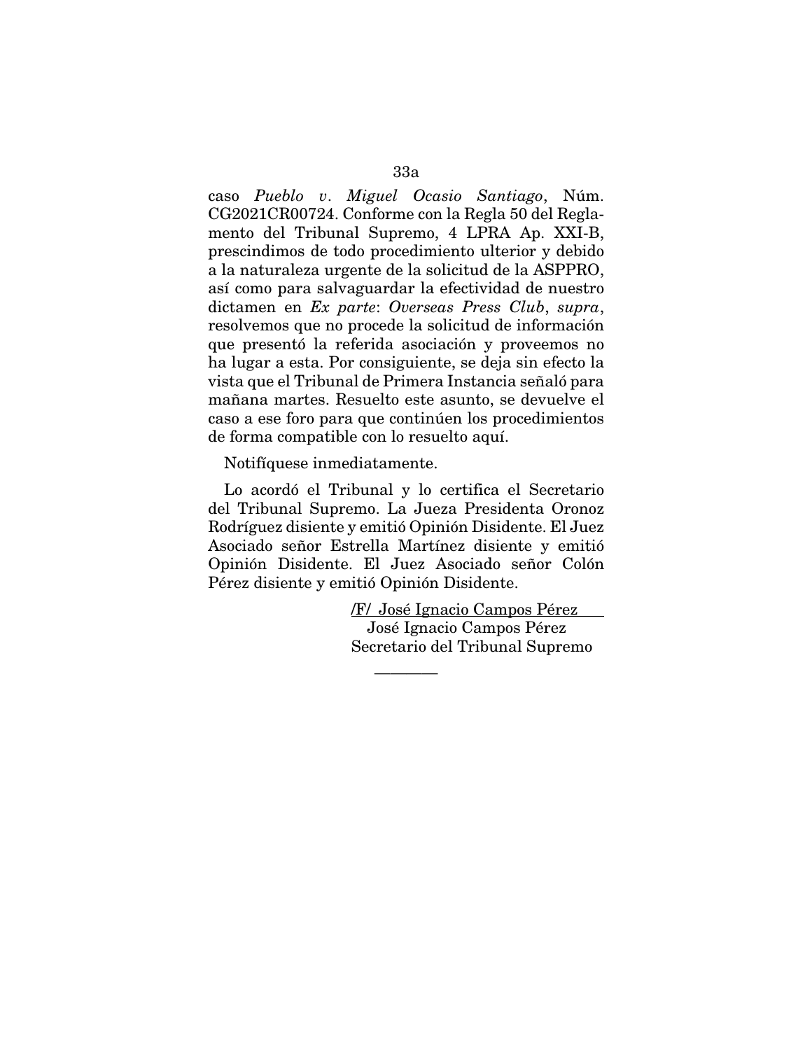caso *Pueblo v. Miguel Ocasio Santiago*, Núm. CG2021CR00724. Conforme con la Regla 50 del Reglamento del Tribunal Supremo, 4 LPRA Ap. XXI-B, prescindimos de todo procedimiento ulterior y debido a la naturaleza urgente de la solicitud de la ASPPRO, así como para salvaguardar la efectividad de nuestro dictamen en *Ex parte*: *Overseas Press Club*, *supra*, resolvemos que no procede la solicitud de información que presentó la referida asociación y proveemos no ha lugar a esta. Por consiguiente, se deja sin efecto la vista que el Tribunal de Primera Instancia señaló para mañana martes. Resuelto este asunto, se devuelve el caso a ese foro para que continúen los procedimientos de forma compatible con lo resuelto aquí.

Notifíquese inmediatamente.

Lo acordó el Tribunal y lo certifica el Secretario del Tribunal Supremo. La Jueza Presidenta Oronoz Rodríguez disiente y emitió Opinión Disidente. El Juez Asociado señor Estrella Martínez disiente y emitió Opinión Disidente. El Juez Asociado señor Colón Pérez disiente y emitió Opinión Disidente.

/F/ José Ignacio Campos Pérez
José Ignacio Campos Pérez
Secretario del Tribunal Supremo

---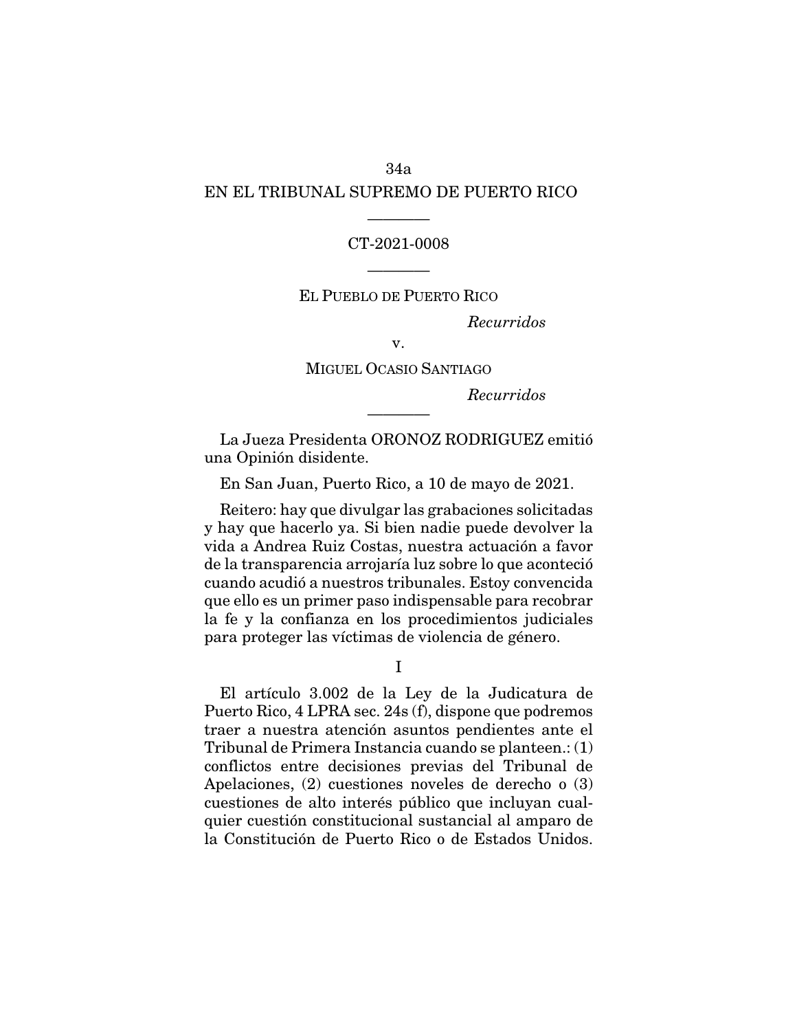EN EL TRIBUNAL SUPREMO DE PUERTO RICO

---

CT-2021-0008

---

EL PUEBLO DE PUERTO RICO

*Recurridos*

v.

MIGUEL OCASIO SANTIAGO

*Recurridos*

---

La Jueza Presidenta ORONOZ RODRIGUEZ emitió una Opinión disidente.

En San Juan, Puerto Rico, a 10 de mayo de 2021.

Reitero: hay que divulgar las grabaciones solicitadas y hay que hacerlo ya. Si bien nadie puede devolver la vida a Andrea Ruiz Costas, nuestra actuación a favor de la transparencia arrojaría luz sobre lo que aconteció cuando acudió a nuestros tribunales. Estoy convencida que ello es un primer paso indispensable para recobrar la fe y la confianza en los procedimientos judiciales para proteger las víctimas de violencia de género.

I

El artículo 3.002 de la Ley de la Judicatura de Puerto Rico, 4 LPRA sec. 24s (f), dispone que podremos traer a nuestra atención asuntos pendientes ante el Tribunal de Primera Instancia cuando se planteen.: (1) conflictos entre decisiones previas del Tribunal de Apelaciones, (2) cuestiones noveles de derecho o (3) cuestiones de alto interés público que incluyan cualquier cuestión constitucional sustancial al amparo de la Constitución de Puerto Rico o de Estados Unidos.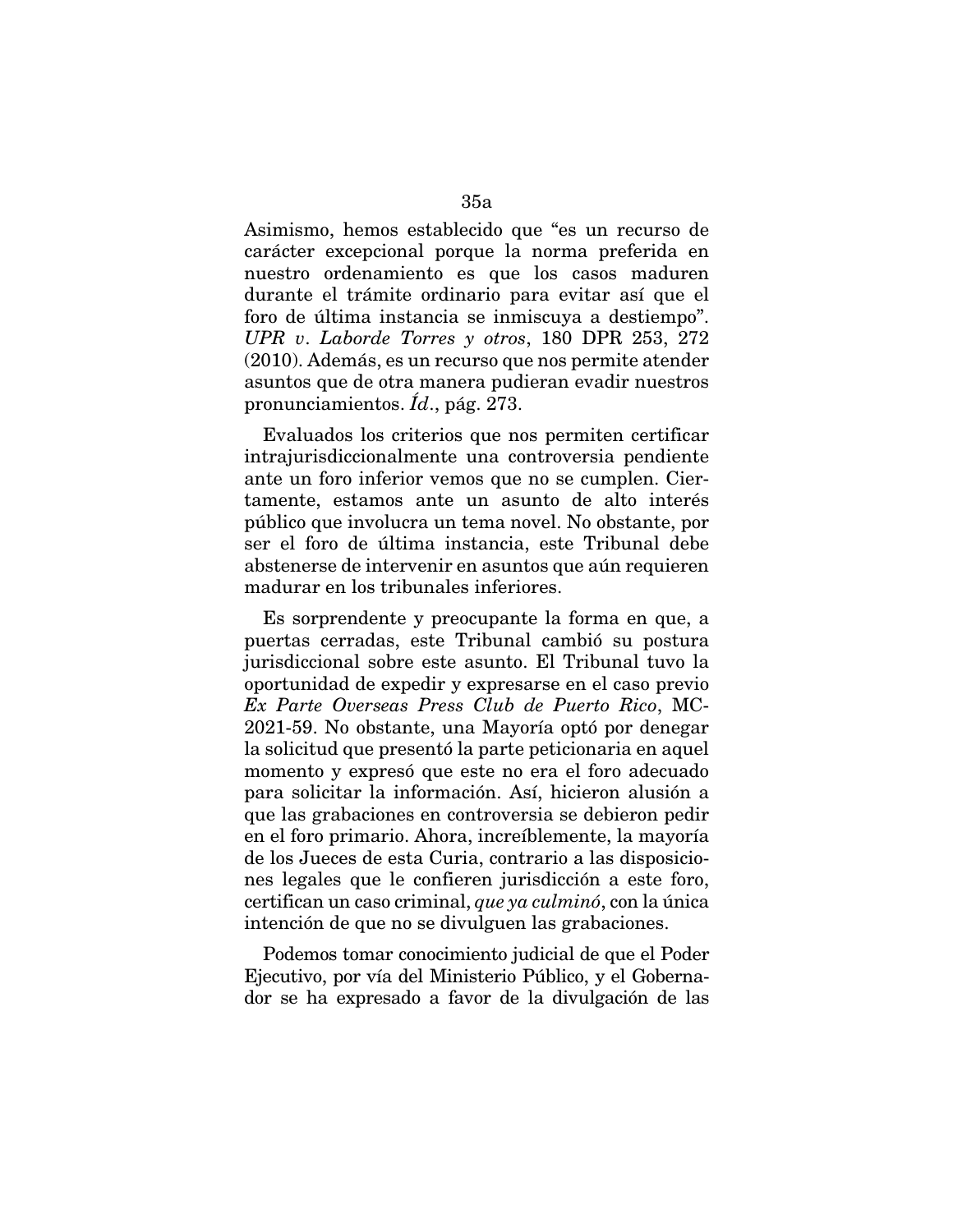Asimismo, hemos establecido que "es un recurso de carácter excepcional porque la norma preferida en nuestro ordenamiento es que los casos maduren durante el trámite ordinario para evitar así que el foro de última instancia se inmiscuya a destiempo". *UPR v. Laborde Torres y otros*, 180 DPR 253, 272 (2010). Además, es un recurso que nos permite atender asuntos que de otra manera pudieran evadir nuestros pronunciamientos. *Íd*., pág. 273.

Evaluados los criterios que nos permiten certificar intrajurisdiccionalmente una controversia pendiente ante un foro inferior vemos que no se cumplen. Ciertamente, estamos ante un asunto de alto interés público que involucra un tema novel. No obstante, por ser el foro de última instancia, este Tribunal debe abstenerse de intervenir en asuntos que aún requieren madurar en los tribunales inferiores.

Es sorprendente y preocupante la forma en que, a puertas cerradas, este Tribunal cambió su postura jurisdiccional sobre este asunto. El Tribunal tuvo la oportunidad de expedir y expresarse en el caso previo *Ex Parte Overseas Press Club de Puerto Rico*, MC-2021-59. No obstante, una Mayoría optó por denegar la solicitud que presentó la parte peticionaria en aquel momento y expresó que este no era el foro adecuado para solicitar la información. Así, hicieron alusión a que las grabaciones en controversia se debieron pedir en el foro primario. Ahora, increíblemente, la mayoría de los Jueces de esta Curia, contrario a las disposiciones legales que le confieren jurisdicción a este foro, certifican un caso criminal, *que ya culminó*, con la única intención de que no se divulguen las grabaciones.

Podemos tomar conocimiento judicial de que el Poder Ejecutivo, por vía del Ministerio Público, y el Gobernador se ha expresado a favor de la divulgación de las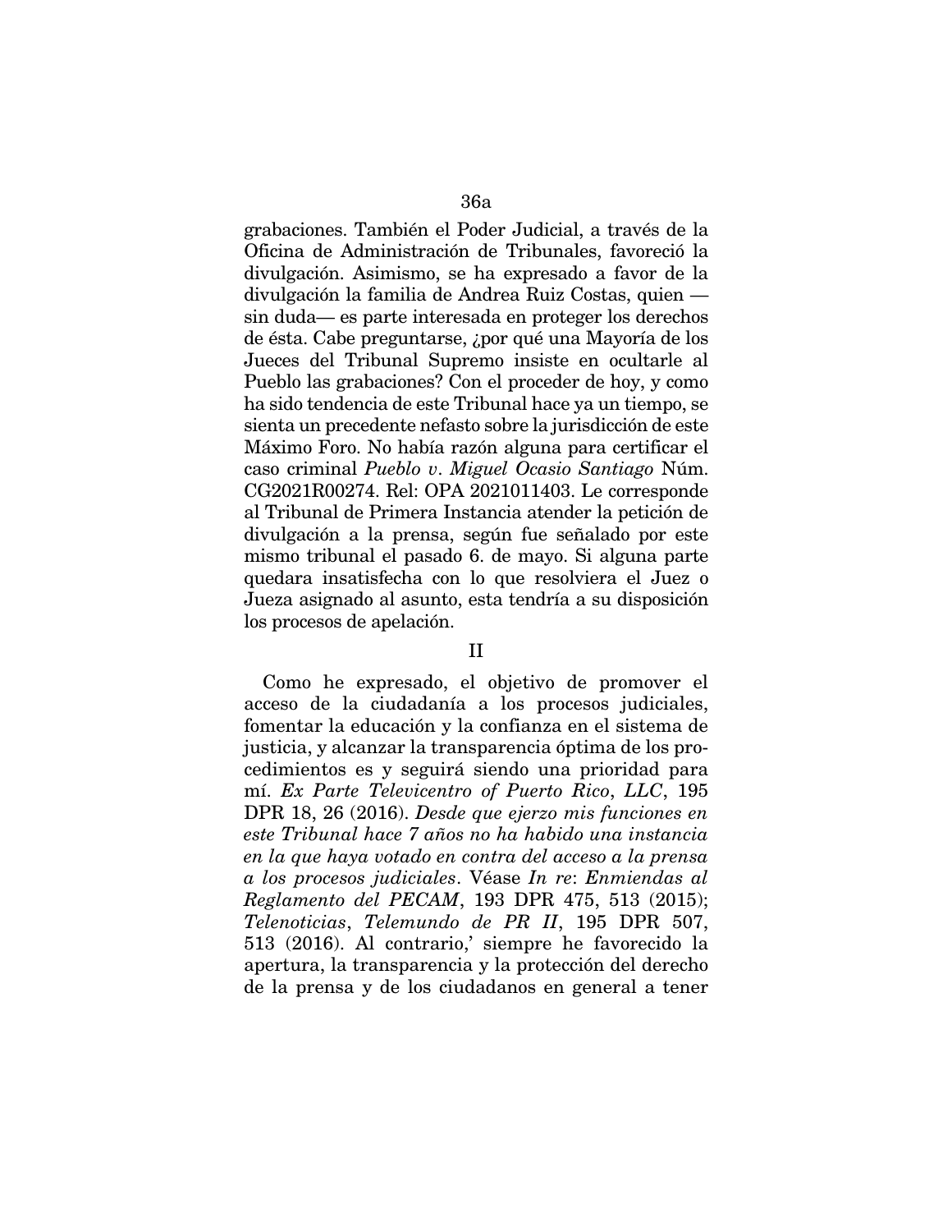grabaciones. También el Poder Judicial, a través de la Oficina de Administración de Tribunales, favoreció la divulgación. Asimismo, se ha expresado a favor de la divulgación la familia de Andrea Ruiz Costas, quien —sin duda— es parte interesada en proteger los derechos de ésta. Cabe preguntarse, ¿por qué una Mayoría de los Jueces del Tribunal Supremo insiste en ocultarle al Pueblo las grabaciones? Con el proceder de hoy, y como ha sido tendencia de este Tribunal hace ya un tiempo, se sienta un precedente nefasto sobre la jurisdicción de este Máximo Foro. No había razón alguna para certificar el caso criminal *Pueblo v. Miguel Ocasio Santiago* Núm. CG2021R00274. Rel: OPA 2021011403. Le corresponde al Tribunal de Primera Instancia atender la petición de divulgación a la prensa, según fue señalado por este mismo tribunal el pasado 6. de mayo. Si alguna parte quedara insatisfecha con lo que resolviera el Juez o Jueza asignado al asunto, esta tendría a su disposición los procesos de apelación.

## II

Como he expresado, el objetivo de promover el acceso de la ciudadanía a los procesos judiciales, fomentar la educación y la confianza en el sistema de justicia, y alcanzar la transparencia óptima de los procedimientos es y seguirá siendo una prioridad para mí. *Ex Parte Televicentro of Puerto Rico, LLC*, 195 DPR 18, 26 (2016). *Desde que ejerzo mis funciones en este Tribunal hace 7 años no ha habido una instancia en la que haya votado en contra del acceso a la prensa a los procesos judiciales*. Véase *In re*: *Enmiendas al Reglamento del PECAM*, 193 DPR 475, 513 (2015); *Telenoticias*, *Telemundo de PR II*, 195 DPR 507, 513 (2016). Al contrario,' siempre he favorecido la apertura, la transparencia y la protección del derecho de la prensa y de los ciudadanos en general a tener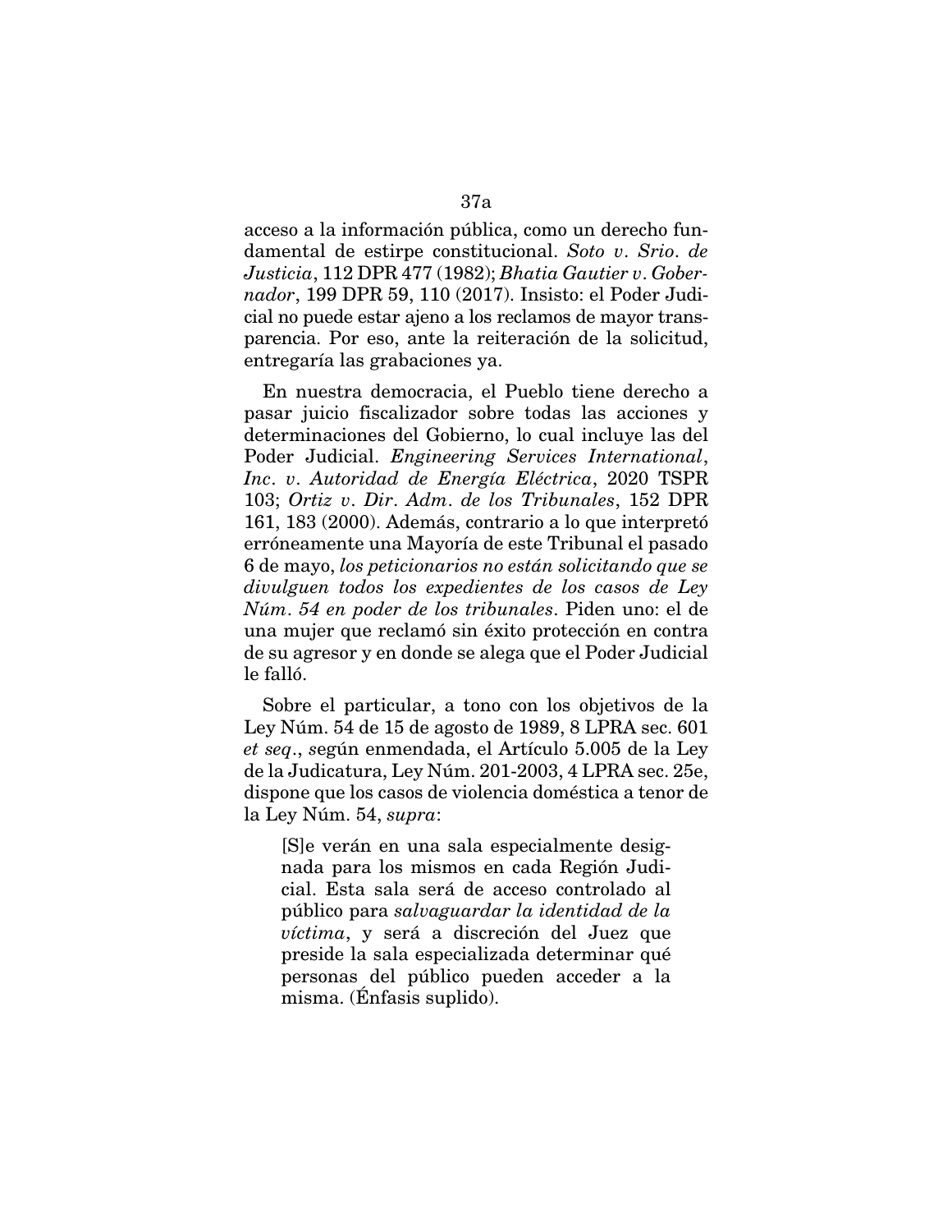acceso a la información pública, como un derecho fundamental de estirpe constitucional. *Soto v. Srio. de Justicia*, 112 DPR 477 (1982); *Bhatia Gautier v. Gobernador*, 199 DPR 59, 110 (2017). Insisto: el Poder Judicial no puede estar ajeno a los reclamos de mayor transparencia. Por eso, ante la reiteración de la solicitud, entregaría las grabaciones ya.

En nuestra democracia, el Pueblo tiene derecho a pasar juicio fiscalizador sobre todas las acciones y determinaciones del Gobierno, lo cual incluye las del Poder Judicial. *Engineering Services International, Inc. v. Autoridad de Energía Eléctrica*, 2020 TSPR 103; *Ortiz v. Dir. Adm. de los Tribunales*, 152 DPR 161, 183 (2000). Además, contrario a lo que interpretó erróneamente una Mayoría de este Tribunal el pasado 6 de mayo, *los peticionarios no están solicitando que se divulguen todos los expedientes de los casos de Ley Núm. 54 en poder de los tribunales*. Piden uno: el de una mujer que reclamó sin éxito protección en contra de su agresor y en donde se alega que el Poder Judicial le falló.

Sobre el particular, a tono con los objetivos de la Ley Núm. 54 de 15 de agosto de 1989, 8 LPRA sec. 601 *et seq*., según enmendada, el Artículo 5.005 de la Ley de la Judicatura, Ley Núm. 201-2003, 4 LPRA sec. 25e, dispone que los casos de violencia doméstica a tenor de la Ley Núm. 54, *supra*:

> [S]e verán en una sala especialmente designada para los mismos en cada Región Judicial. Esta sala será de acceso controlado al público para *salvaguardar la identidad de la víctima*, y será a discreción del Juez que preside la sala especializada determinar qué personas del público pueden acceder a la misma. (Énfasis suplido).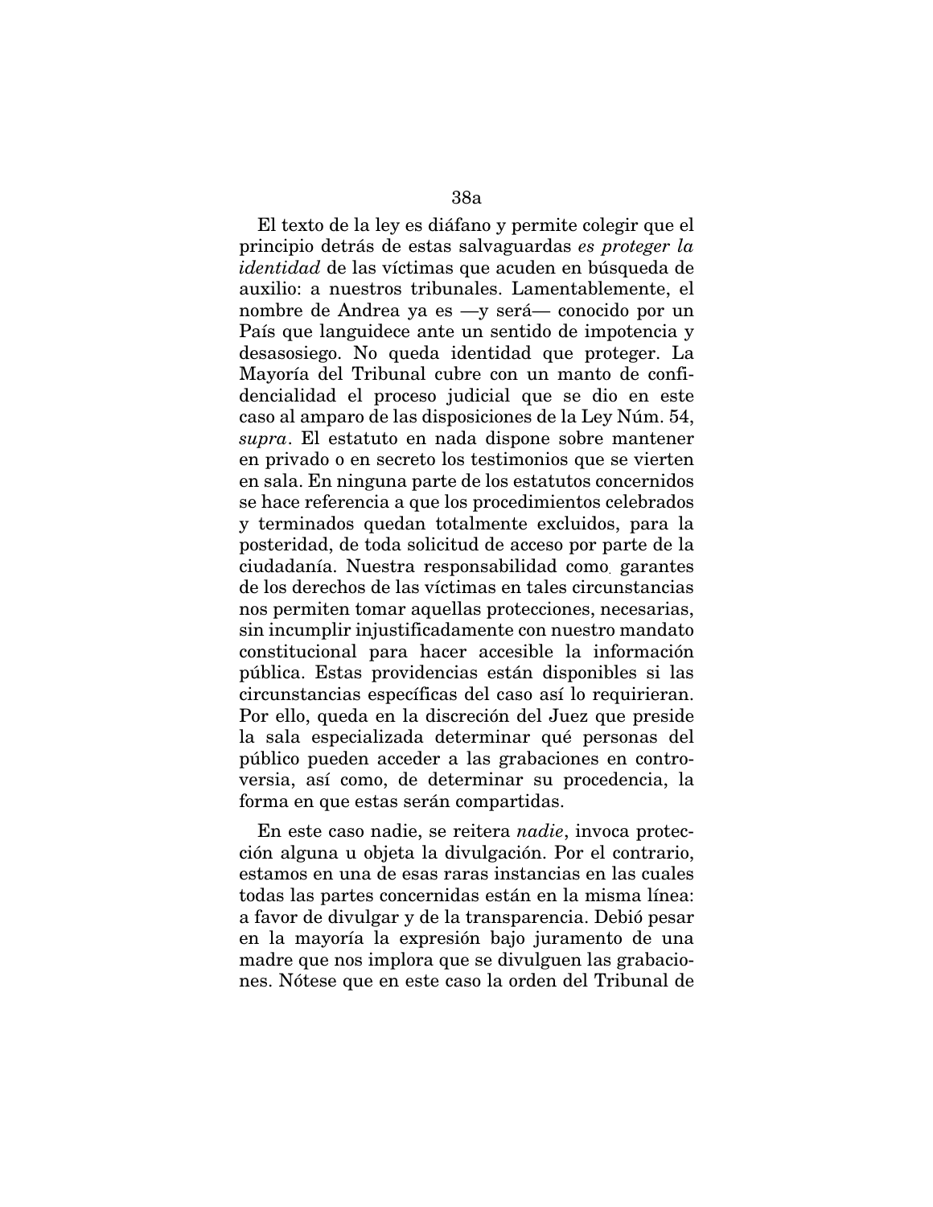El texto de la ley es diáfano y permite colegir que el principio detrás de estas salvaguardas *es proteger la identidad* de las víctimas que acuden en búsqueda de auxilio: a nuestros tribunales. Lamentablemente, el nombre de Andrea ya es —y será— conocido por un País que languidece ante un sentido de impotencia y desasosiego. No queda identidad que proteger. La Mayoría del Tribunal cubre con un manto de confidencialidad el proceso judicial que se dio en este caso al amparo de las disposiciones de la Ley Núm. 54, *supra*. El estatuto en nada dispone sobre mantener en privado o en secreto los testimonios que se vierten en sala. En ninguna parte de los estatutos concernidos se hace referencia a que los procedimientos celebrados y terminados quedan totalmente excluidos, para la posteridad, de toda solicitud de acceso por parte de la ciudadanía. Nuestra responsabilidad como garantes de los derechos de las víctimas en tales circunstancias nos permiten tomar aquellas protecciones, necesarias, sin incumplir injustificadamente con nuestro mandato constitucional para hacer accesible la información pública. Estas providencias están disponibles si las circunstancias específicas del caso así lo requirieran. Por ello, queda en la discreción del Juez que preside la sala especializada determinar qué personas del público pueden acceder a las grabaciones en controversia, así como, de determinar su procedencia, la forma en que estas serán compartidas.

En este caso nadie, se reitera *nadie*, invoca protección alguna u objeta la divulgación. Por el contrario, estamos en una de esas raras instancias en las cuales todas las partes concernidas están en la misma línea: a favor de divulgar y de la transparencia. Debió pesar en la mayoría la expresión bajo juramento de una madre que nos implora que se divulguen las grabaciones. Nótese que en este caso la orden del Tribunal de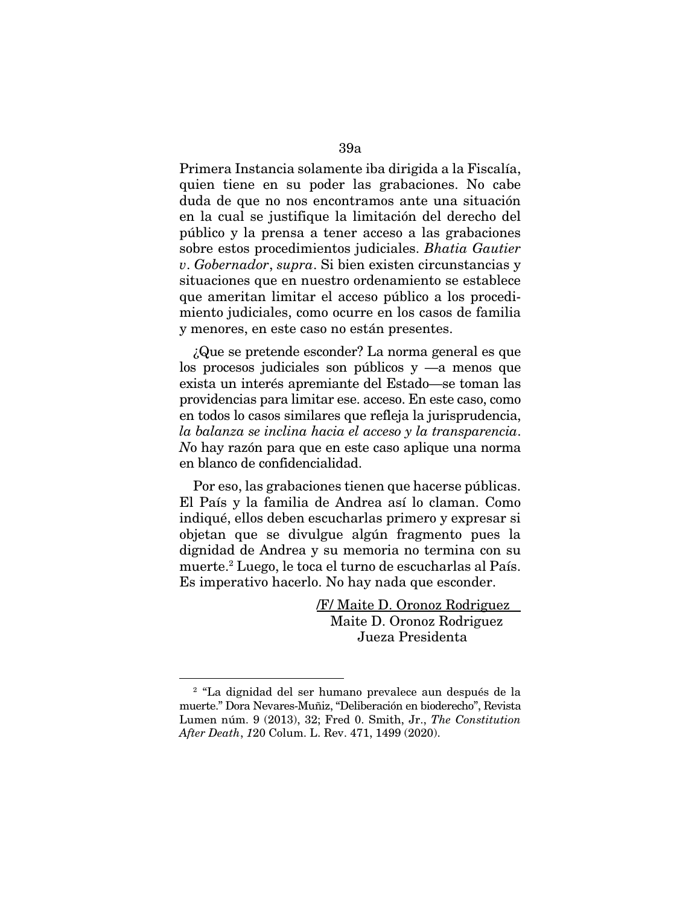Primera Instancia solamente iba dirigida a la Fiscalía, quien tiene en su poder las grabaciones. No cabe duda de que no nos encontramos ante una situación en la cual se justifique la limitación del derecho del público y la prensa a tener acceso a las grabaciones sobre estos procedimientos judiciales. *Bhatia Gautier v. Gobernador*, *supra*. Si bien existen circunstancias y situaciones que en nuestro ordenamiento se establece que ameritan limitar el acceso público a los procedimiento judiciales, como ocurre en los casos de familia y menores, en este caso no están presentes.

¿Que se pretende esconder? La norma general es que los procesos judiciales son públicos y —a menos que exista un interés apremiante del Estado—se toman las providencias para limitar ese. acceso. En este caso, como en todos lo casos similares que refleja la jurisprudencia, *la balanza se inclina hacia el acceso y la transparencia*. *N*o hay razón para que en este caso aplique una norma en blanco de confidencialidad.

Por eso, las grabaciones tienen que hacerse públicas. El País y la familia de Andrea así lo claman. Como indiqué, ellos deben escucharlas primero y expresar si objetan que se divulgue algún fragmento pues la dignidad de Andrea y su memoria no termina con su muerte.[2] Luego, le toca el turno de escucharlas al País. Es imperativo hacerlo. No hay nada que esconder.

/F/ Maite D. Oronoz Rodriguez
Maite D. Oronoz Rodriguez
Jueza Presidenta

---

[2] "La dignidad del ser humano prevalece aun después de la muerte." Dora Nevares-Muñiz, "Deliberación en bioderecho", Revista Lumen núm. 9 (2013), 32; Fred 0. Smith, Jr., *The Constitution After Death*, *1*20 Colum. L. Rev. 471, 1499 (2020).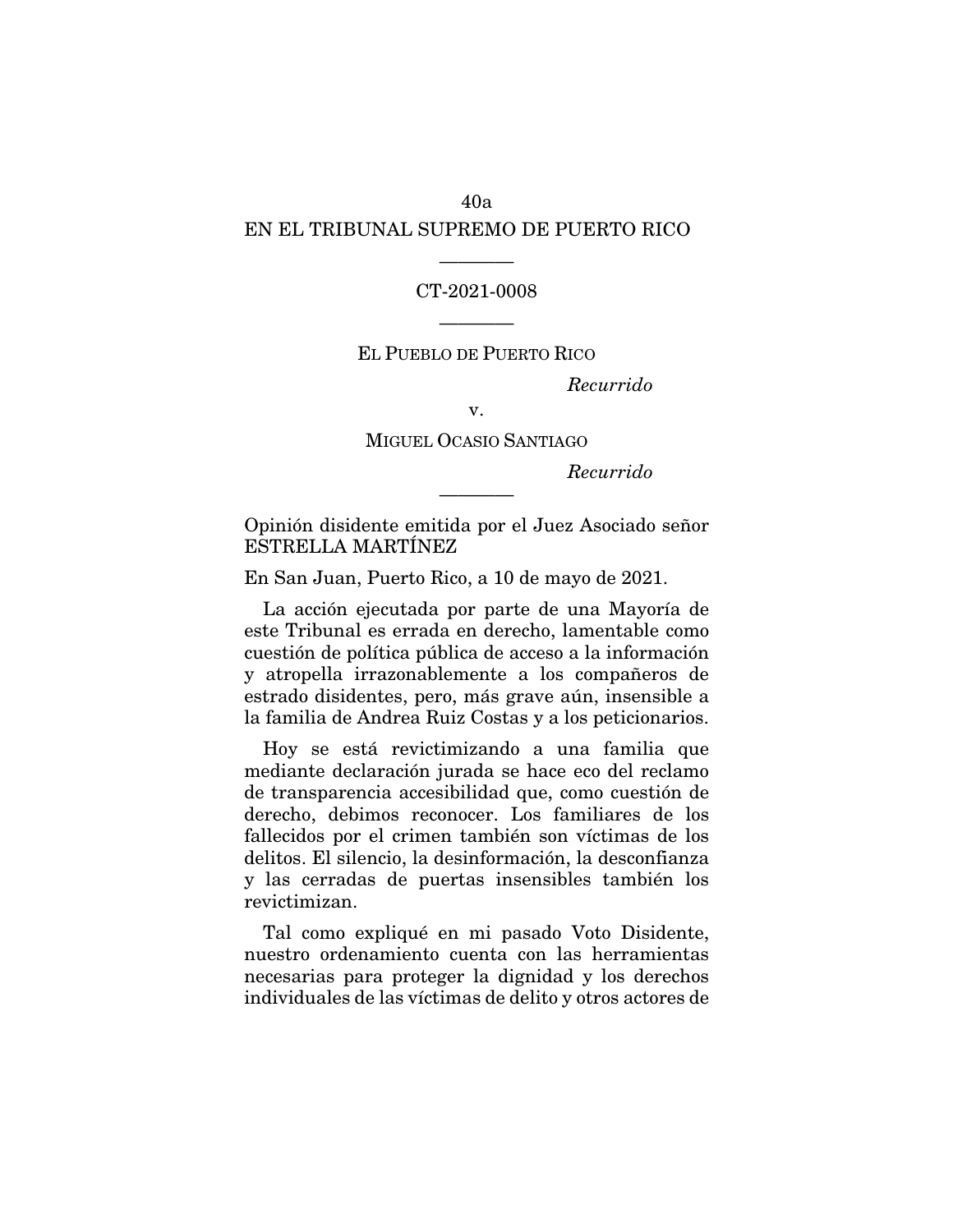EN EL TRIBUNAL SUPREMO DE PUERTO RICO

————

CT-2021-0008

————

EL PUEBLO DE PUERTO RICO

*Recurrido*

v.

MIGUEL OCASIO SANTIAGO

*Recurrido*

————

Opinión disidente emitida por el Juez Asociado señor ESTRELLA MARTÍNEZ

En San Juan, Puerto Rico, a 10 de mayo de 2021.

La acción ejecutada por parte de una Mayoría de este Tribunal es errada en derecho, lamentable como cuestión de política pública de acceso a la información y atropella irrazonablemente a los compañeros de estrado disidentes, pero, más grave aún, insensible a la familia de Andrea Ruiz Costas y a los peticionarios.

Hoy se está revictimizando a una familia que mediante declaración jurada se hace eco del reclamo de transparencia accesibilidad que, como cuestión de derecho, debimos reconocer. Los familiares de los fallecidos por el crimen también son víctimas de los delitos. El silencio, la desinformación, la desconfianza y las cerradas de puertas insensibles también los revictimizan.

Tal como expliqué en mi pasado Voto Disidente, nuestro ordenamiento cuenta con las herramientas necesarias para proteger la dignidad y los derechos individuales de las víctimas de delito y otros actores de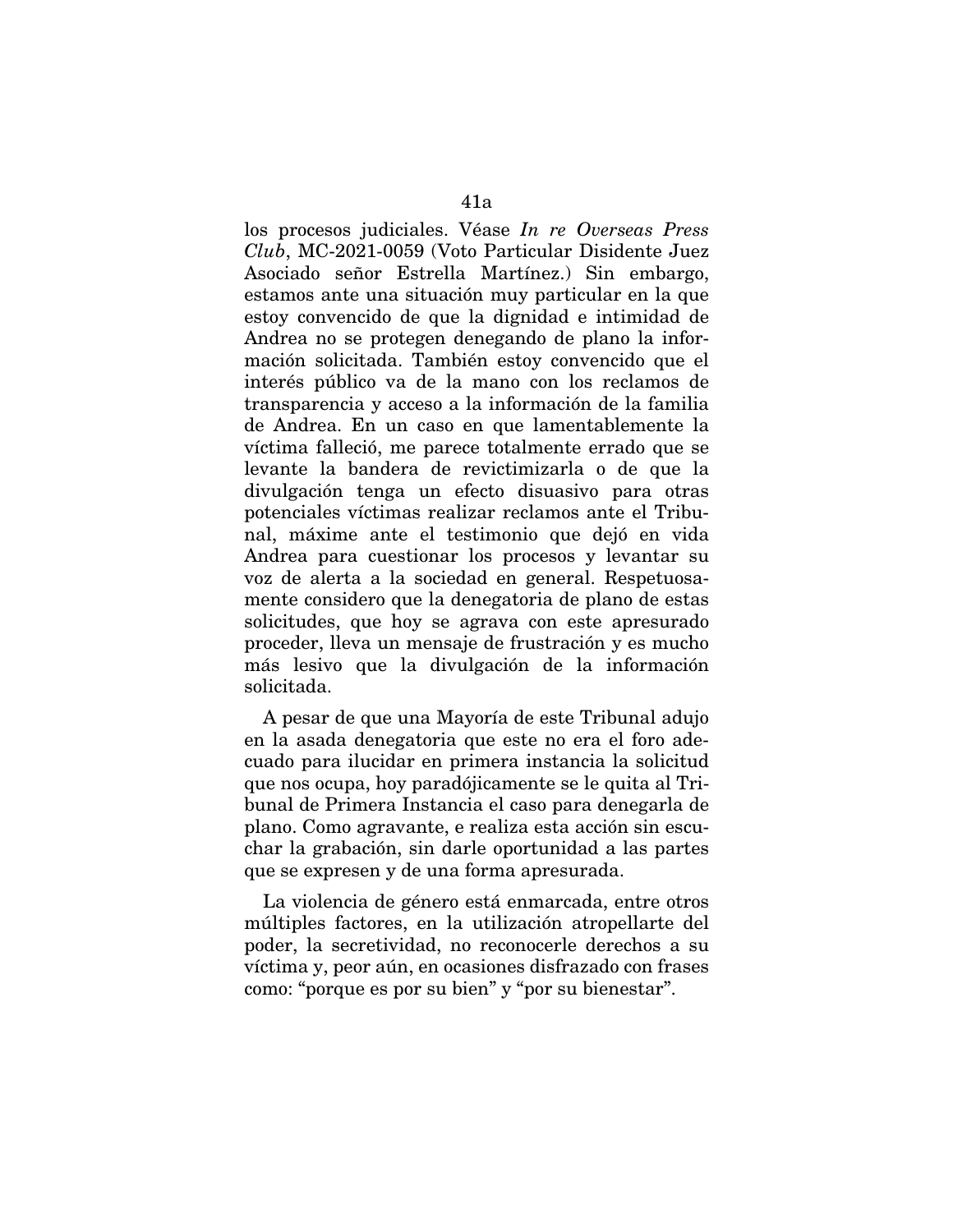los procesos judiciales. Véase *In re Overseas Press Club*, MC-2021-0059 (Voto Particular Disidente Juez Asociado señor Estrella Martínez.) Sin embargo, estamos ante una situación muy particular en la que estoy convencido de que la dignidad e intimidad de Andrea no se protegen denegando de plano la información solicitada. También estoy convencido que el interés público va de la mano con los reclamos de transparencia y acceso a la información de la familia de Andrea. En un caso en que lamentablemente la víctima falleció, me parece totalmente errado que se levante la bandera de revictimizarla o de que la divulgación tenga un efecto disuasivo para otras potenciales víctimas realizar reclamos ante el Tribunal, máxime ante el testimonio que dejó en vida Andrea para cuestionar los procesos y levantar su voz de alerta a la sociedad en general. Respetuosamente considero que la denegatoria de plano de estas solicitudes, que hoy se agrava con este apresurado proceder, lleva un mensaje de frustración y es mucho más lesivo que la divulgación de la información solicitada.

A pesar de que una Mayoría de este Tribunal adujo en la asada denegatoria que este no era el foro adecuado para ilucidar en primera instancia la solicitud que nos ocupa, hoy paradójicamente se le quita al Tribunal de Primera Instancia el caso para denegarla de plano. Como agravante, e realiza esta acción sin escuchar la grabación, sin darle oportunidad a las partes que se expresen y de una forma apresurada.

La violencia de género está enmarcada, entre otros múltiples factores, en la utilización atropellarte del poder, la secretividad, no reconocerle derechos a su víctima y, peor aún, en ocasiones disfrazado con frases como: "porque es por su bien" y "por su bienestar".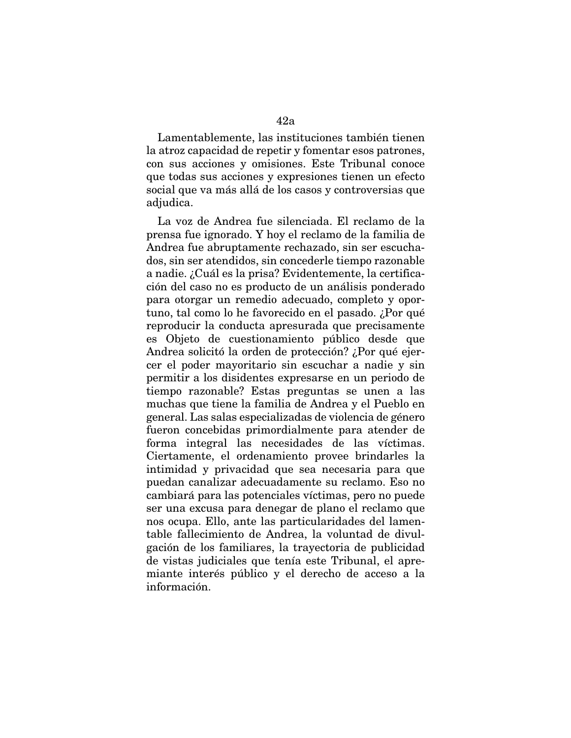Lamentablemente, las instituciones también tienen la atroz capacidad de repetir y fomentar esos patrones, con sus acciones y omisiones. Este Tribunal conoce que todas sus acciones y expresiones tienen un efecto social que va más allá de los casos y controversias que adjudica.

La voz de Andrea fue silenciada. El reclamo de la prensa fue ignorado. Y hoy el reclamo de la familia de Andrea fue abruptamente rechazado, sin ser escuchados, sin ser atendidos, sin concederle tiempo razonable a nadie. ¿Cuál es la prisa? Evidentemente, la certificación del caso no es producto de un análisis ponderado para otorgar un remedio adecuado, completo y oportuno, tal como lo he favorecido en el pasado. ¿Por qué reproducir la conducta apresurada que precisamente es Objeto de cuestionamiento público desde que Andrea solicitó la orden de protección? ¿Por qué ejercer el poder mayoritario sin escuchar a nadie y sin permitir a los disidentes expresarse en un periodo de tiempo razonable? Estas preguntas se unen a las muchas que tiene la familia de Andrea y el Pueblo en general. Las salas especializadas de violencia de género fueron concebidas primordialmente para atender de forma integral las necesidades de las víctimas. Ciertamente, el ordenamiento provee brindarles la intimidad y privacidad que sea necesaria para que puedan canalizar adecuadamente su reclamo. Eso no cambiará para las potenciales víctimas, pero no puede ser una excusa para denegar de plano el reclamo que nos ocupa. Ello, ante las particularidades del lamentable fallecimiento de Andrea, la voluntad de divulgación de los familiares, la trayectoria de publicidad de vistas judiciales que tenía este Tribunal, el apremiante interés público y el derecho de acceso a la información.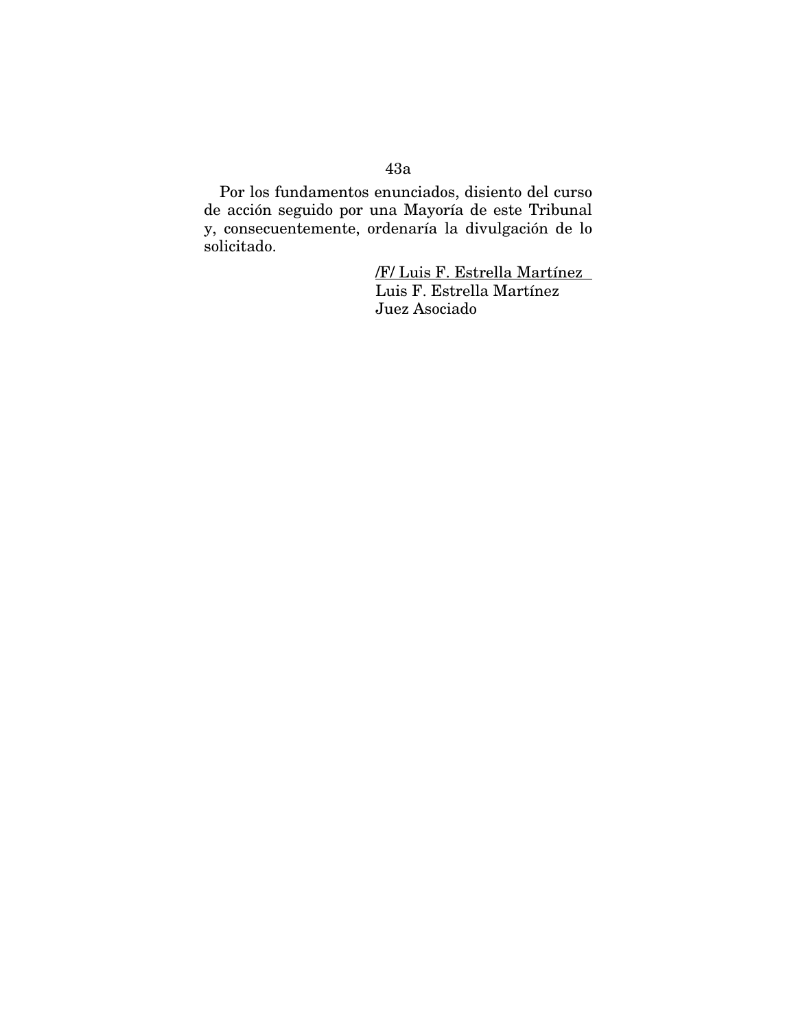Por los fundamentos enunciados, disiento del curso de acción seguido por una Mayoría de este Tribunal y, consecuentemente, ordenaría la divulgación de lo solicitado.

/F/ Luis F. Estrella Martínez
Luis F. Estrella Martínez
Juez Asociado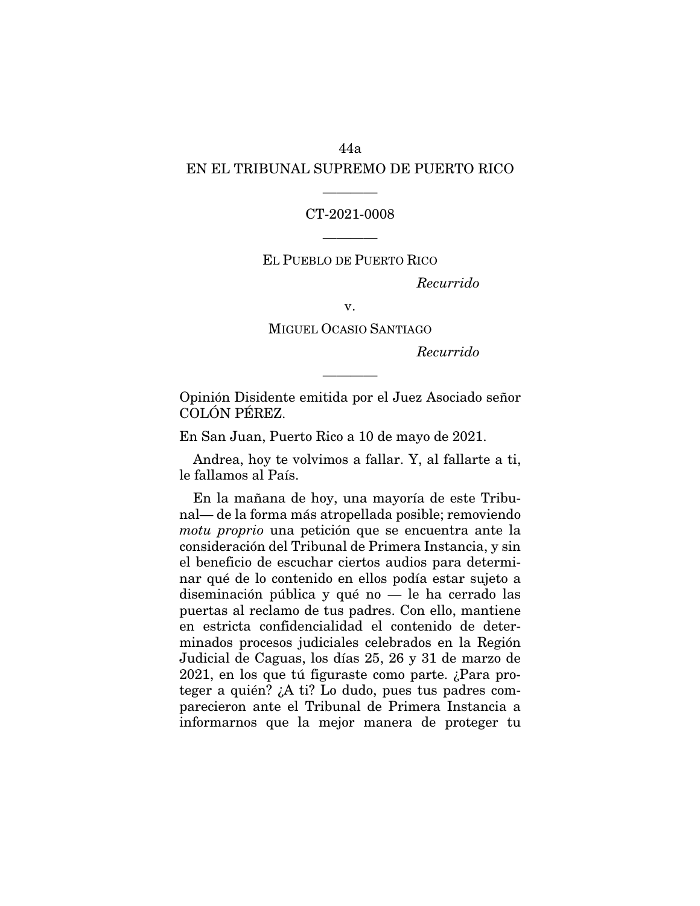EN EL TRIBUNAL SUPREMO DE PUERTO RICO

---

CT-2021-0008

---

EL PUEBLO DE PUERTO RICO

*Recurrido*

v.

MIGUEL OCASIO SANTIAGO

*Recurrido*

---

Opinión Disidente emitida por el Juez Asociado señor COLÓN PÉREZ.

En San Juan, Puerto Rico a 10 de mayo de 2021.

Andrea, hoy te volvimos a fallar. Y, al fallarte a ti, le fallamos al País.

En la mañana de hoy, una mayoría de este Tribunal— de la forma más atropellada posible; removiendo *motu proprio* una petición que se encuentra ante la consideración del Tribunal de Primera Instancia, y sin el beneficio de escuchar ciertos audios para determinar qué de lo contenido en ellos podía estar sujeto a diseminación pública y qué no — le ha cerrado las puertas al reclamo de tus padres. Con ello, mantiene en estricta confidencialidad el contenido de determinados procesos judiciales celebrados en la Región Judicial de Caguas, los días 25, 26 y 31 de marzo de 2021, en los que tú figuraste como parte. ¿Para proteger a quién? ¿A ti? Lo dudo, pues tus padres comparecieron ante el Tribunal de Primera Instancia a informarnos que la mejor manera de proteger tu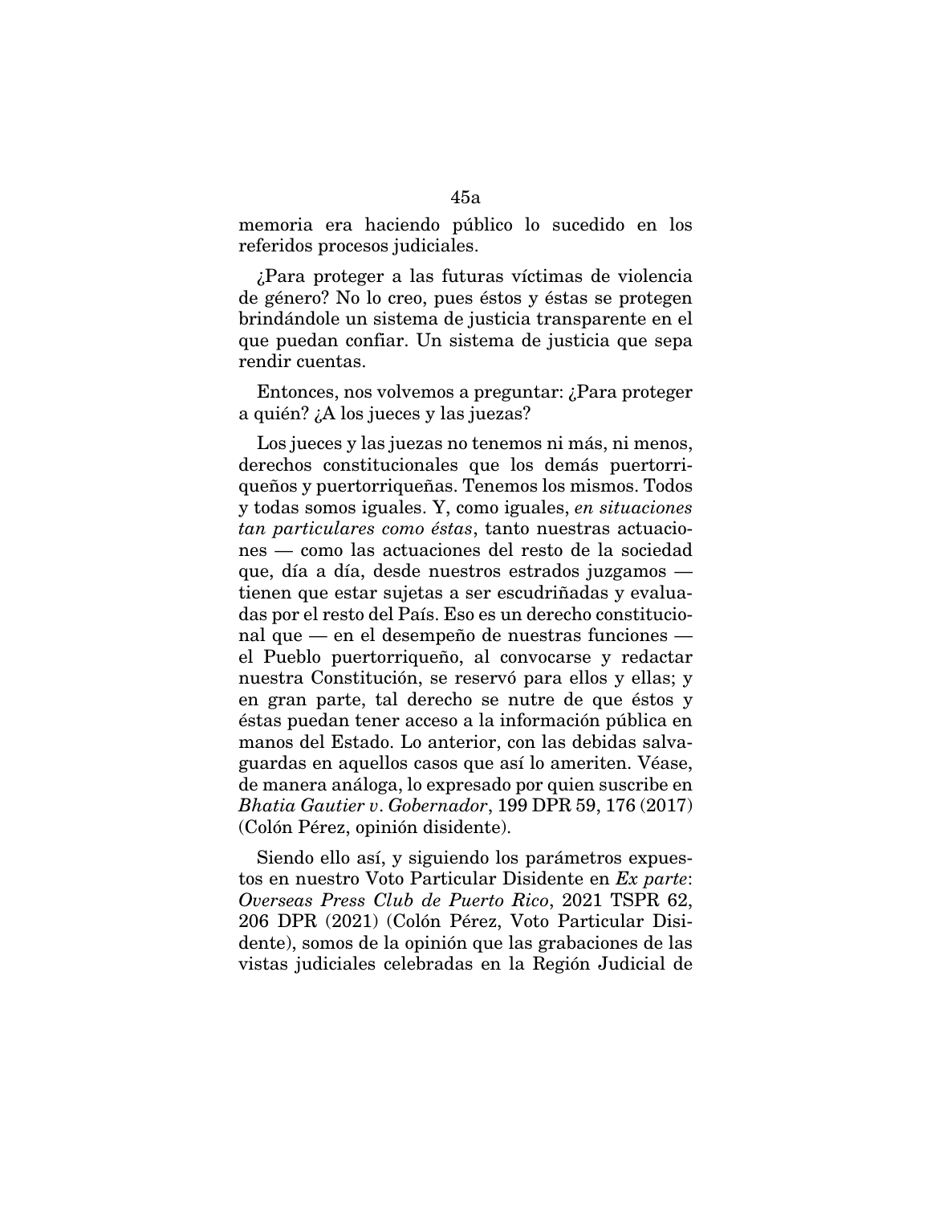memoria era haciendo público lo sucedido en los referidos procesos judiciales.

¿Para proteger a las futuras víctimas de violencia de género? No lo creo, pues éstos y éstas se protegen brindándole un sistema de justicia transparente en el que puedan confiar. Un sistema de justicia que sepa rendir cuentas.

Entonces, nos volvemos a preguntar: ¿Para proteger a quién? ¿A los jueces y las juezas?

Los jueces y las juezas no tenemos ni más, ni menos, derechos constitucionales que los demás puertorriqueños y puertorriqueñas. Tenemos los mismos. Todos y todas somos iguales. Y, como iguales, *en situaciones tan particulares como éstas*, tanto nuestras actuaciones — como las actuaciones del resto de la sociedad que, día a día, desde nuestros estrados juzgamos — tienen que estar sujetas a ser escudriñadas y evaluadas por el resto del País. Eso es un derecho constitucional que — en el desempeño de nuestras funciones — el Pueblo puertorriqueño, al convocarse y redactar nuestra Constitución, se reservó para ellos y ellas; y en gran parte, tal derecho se nutre de que éstos y éstas puedan tener acceso a la información pública en manos del Estado. Lo anterior, con las debidas salvaguardas en aquellos casos que así lo ameriten. Véase, de manera análoga, lo expresado por quien suscribe en *Bhatia Gautier v. Gobernador*, 199 DPR 59, 176 (2017) (Colón Pérez, opinión disidente).

Siendo ello así, y siguiendo los parámetros expuestos en nuestro Voto Particular Disidente en *Ex parte*: *Overseas Press Club de Puerto Rico*, 2021 TSPR 62, 206 DPR (2021) (Colón Pérez, Voto Particular Disidente), somos de la opinión que las grabaciones de las vistas judiciales celebradas en la Región Judicial de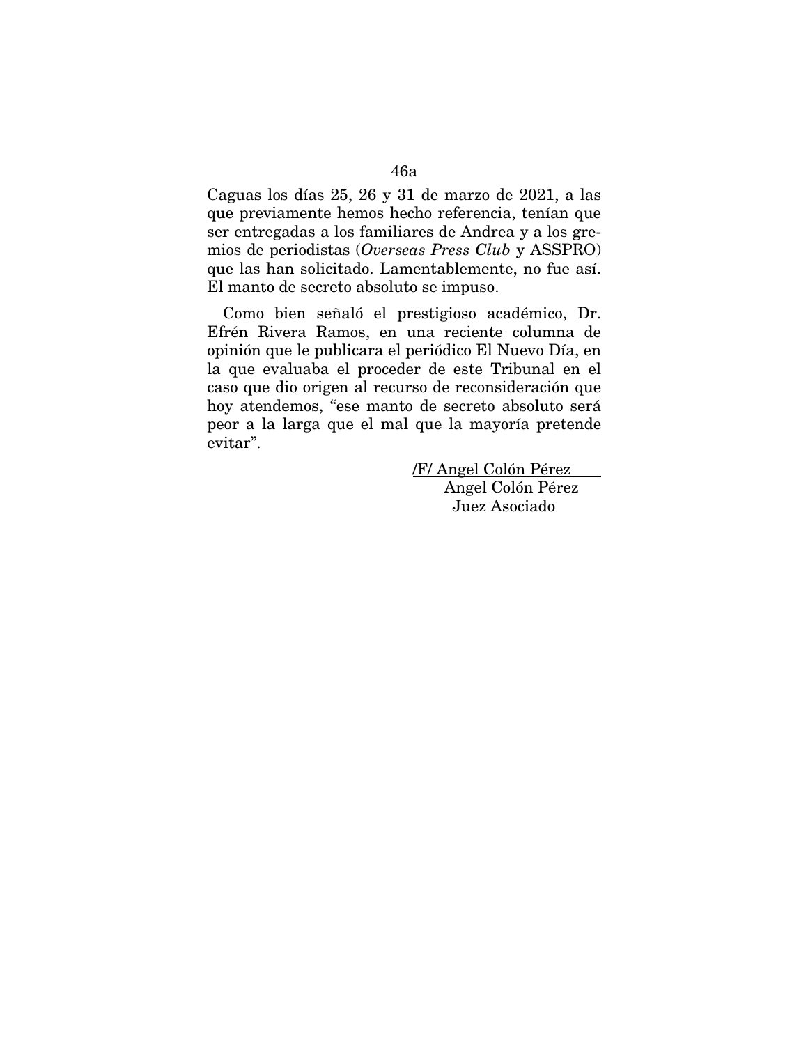Caguas los días 25, 26 y 31 de marzo de 2021, a las que previamente hemos hecho referencia, tenían que ser entregadas a los familiares de Andrea y a los gremios de periodistas (*Overseas Press Club* y ASSPRO) que las han solicitado. Lamentablemente, no fue así. El manto de secreto absoluto se impuso.

Como bien señaló el prestigioso académico, Dr. Efrén Rivera Ramos, en una reciente columna de opinión que le publicara el periódico El Nuevo Día, en la que evaluaba el proceder de este Tribunal en el caso que dio origen al recurso de reconsideración que hoy atendemos, "ese manto de secreto absoluto será peor a la larga que el mal que la mayoría pretende evitar".

/F/ Angel Colón Pérez
Angel Colón Pérez
Juez Asociado